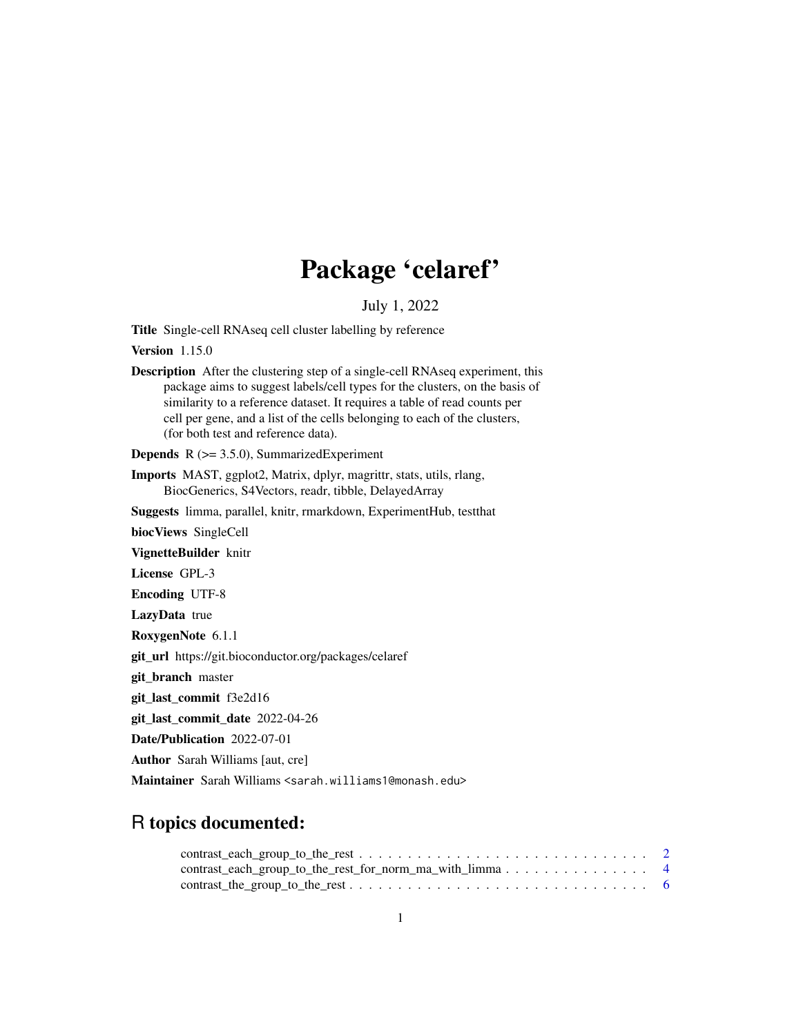# Package 'celaref'

July 1, 2022

**Title** Single-cell RNAseq cell cluster labelling by reference

**Version** 1.15.0

**Description** After the clustering step of a single-cell RNAseq experiment, this package aims to suggest labels/cell types for the clusters, on the basis of similarity to a reference dataset. It requires a table of read counts per cell per gene, and a list of the cells belonging to each of the clusters, (for both test and reference data).

**Depends** R (>= 3.5.0), SummarizedExperiment

**Imports** MAST, ggplot2, Matrix, dplyr, magrittr, stats, utils, rlang, BiocGenerics, S4Vectors, readr, tibble, DelayedArray

**Suggests** limma, parallel, knitr, rmarkdown, ExperimentHub, testthat

**biocViews** SingleCell

**VignetteBuilder** knitr

**License** GPL-3

**Encoding** UTF-8

**LazyData** true

**RoxygenNote** 6.1.1

**git_url** https://git.bioconductor.org/packages/celaref

**git_branch** master

**git_last_commit** f3e2d16

**git_last_commit_date** 2022-04-26

**Date/Publication** 2022-07-01

**Author** Sarah Williams [aut, cre]

**Maintainer** Sarah Williams <sarah.williams1@monash.edu>

## R topics documented:

contrast_each_group_to_the_rest . . . . . . . . . . . . . . . . . . . . . . . . . . . . . . 2
contrast_each_group_to_the_rest_for_norm_ma_with_limma . . . . . . . . . . . . . . . . 4
contrast_the_group_to_the_rest . . . . . . . . . . . . . . . . . . . . . . . . . . . . . . 6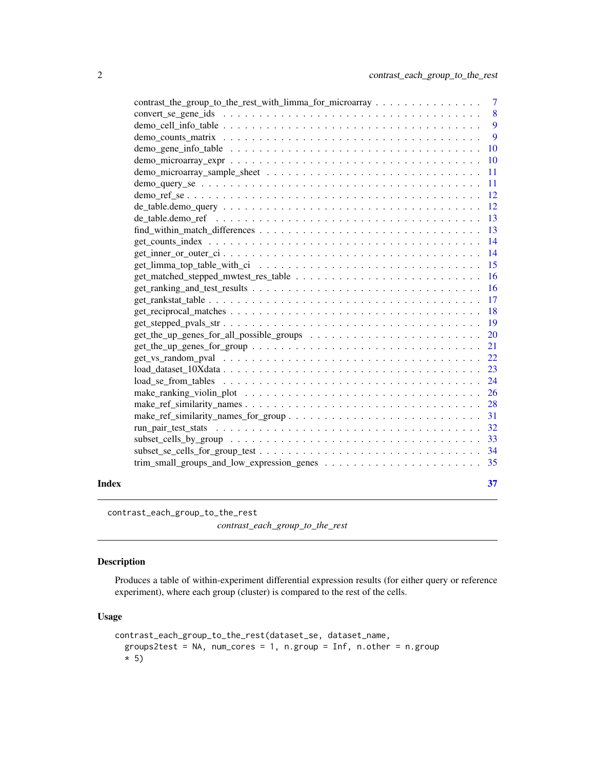contrast_the_group_to_the_rest_with_limma_for_microarray . . . . . . . . . . . . . . . 7
convert_se_gene_ids . . . . . . . . . . . . . . . . . . . . . . . . . . . . . . . . . 8
demo_cell_info_table . . . . . . . . . . . . . . . . . . . . . . . . . . . . . . . . . 9
demo_counts_matrix . . . . . . . . . . . . . . . . . . . . . . . . . . . . . . . . . 9
demo_gene_info_table . . . . . . . . . . . . . . . . . . . . . . . . . . . . . . . . 10
demo_microarray_expr . . . . . . . . . . . . . . . . . . . . . . . . . . . . . . . . 10
demo_microarray_sample_sheet . . . . . . . . . . . . . . . . . . . . . . . . . . . . 11
demo_query_se . . . . . . . . . . . . . . . . . . . . . . . . . . . . . . . . . . . . 11
demo_ref_se . . . . . . . . . . . . . . . . . . . . . . . . . . . . . . . . . . . . . 12
de_table.demo_query . . . . . . . . . . . . . . . . . . . . . . . . . . . . . . . . . 12
de_table.demo_ref . . . . . . . . . . . . . . . . . . . . . . . . . . . . . . . . . . 13
find_within_match_differences . . . . . . . . . . . . . . . . . . . . . . . . . . . . 13
get_counts_index . . . . . . . . . . . . . . . . . . . . . . . . . . . . . . . . . . . 14
get_inner_or_outer_ci . . . . . . . . . . . . . . . . . . . . . . . . . . . . . . . . 14
get_limma_top_table_with_ci . . . . . . . . . . . . . . . . . . . . . . . . . . . . . 15
get_matched_stepped_mwtest_res_table . . . . . . . . . . . . . . . . . . . . . . . . . 16
get_ranking_and_test_results . . . . . . . . . . . . . . . . . . . . . . . . . . . . . 16
get_rankstat_table . . . . . . . . . . . . . . . . . . . . . . . . . . . . . . . . . . 17
get_reciprocal_matches . . . . . . . . . . . . . . . . . . . . . . . . . . . . . . . . 18
get_stepped_pvals_str . . . . . . . . . . . . . . . . . . . . . . . . . . . . . . . . 19
get_the_up_genes_for_all_possible_groups . . . . . . . . . . . . . . . . . . . . . . . 20
get_the_up_genes_for_group . . . . . . . . . . . . . . . . . . . . . . . . . . . . . . 21
get_vs_random_pval . . . . . . . . . . . . . . . . . . . . . . . . . . . . . . . . . . 22
load_dataset_10Xdata . . . . . . . . . . . . . . . . . . . . . . . . . . . . . . . . . 23
load_se_from_tables . . . . . . . . . . . . . . . . . . . . . . . . . . . . . . . . . 24
make_ranking_violin_plot . . . . . . . . . . . . . . . . . . . . . . . . . . . . . . . 26
make_ref_similarity_names . . . . . . . . . . . . . . . . . . . . . . . . . . . . . . 28
make_ref_similarity_names_for_group . . . . . . . . . . . . . . . . . . . . . . . . . 31
run_pair_test_stats . . . . . . . . . . . . . . . . . . . . . . . . . . . . . . . . . . 32
subset_cells_by_group . . . . . . . . . . . . . . . . . . . . . . . . . . . . . . . . . 33
subset_se_cells_for_group_test . . . . . . . . . . . . . . . . . . . . . . . . . . . . 34
trim_small_groups_and_low_expression_genes . . . . . . . . . . . . . . . . . . . . . 35

**Index** **37**

---

`contrast_each_group_to_the_rest`
*contrast_each_group_to_the_rest*

---

## Description

Produces a table of within-experiment differential expression results (for either query or reference experiment), where each group (cluster) is compared to the rest of the cells.

## Usage

```
contrast_each_group_to_the_rest(dataset_se, dataset_name,
  groups2test = NA, num_cores = 1, n.group = Inf, n.other = n.group
  * 5)
```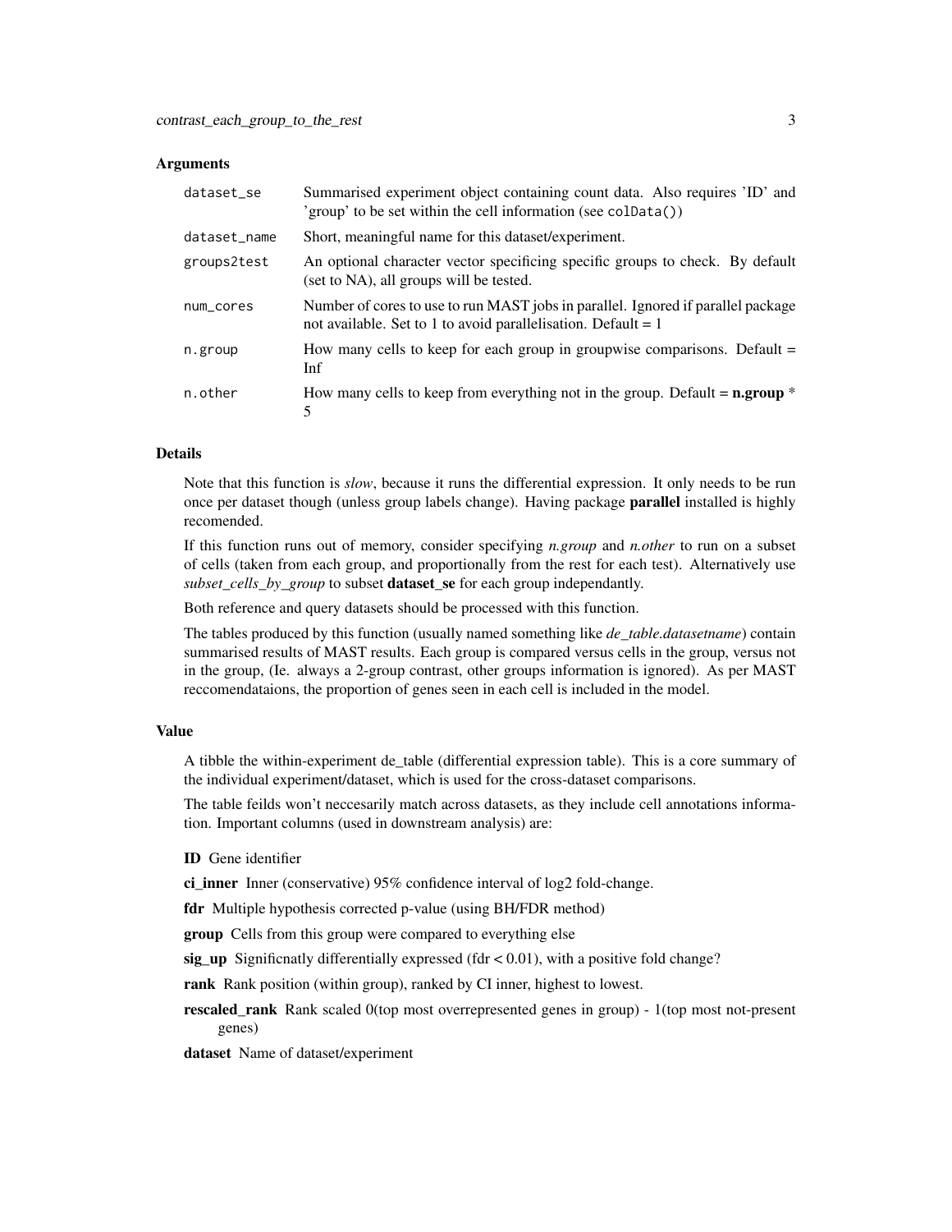## Arguments

| | |
|---|---|
| `dataset_se` | Summarised experiment object containing count data. Also requires 'ID' and 'group' to be set within the cell information (see `colData()`) |
| `dataset_name` | Short, meaningful name for this dataset/experiment. |
| `groups2test` | An optional character vector specificing specific groups to check. By default (set to NA), all groups will be tested. |
| `num_cores` | Number of cores to use to run MAST jobs in parallel. Ignored if parallel package not available. Set to 1 to avoid parallelisation. Default = 1 |
| `n.group` | How many cells to keep for each group in groupwise comparisons. Default = Inf |
| `n.other` | How many cells to keep from everything not in the group. Default = **n.group** * 5 |

## Details

Note that this function is *slow*, because it runs the differential expression. It only needs to be run once per dataset though (unless group labels change). Having package **parallel** installed is highly recomended.

If this function runs out of memory, consider specifying *n.group* and *n.other* to run on a subset of cells (taken from each group, and proportionally from the rest for each test). Alternatively use *subset_cells_by_group* to subset **dataset_se** for each group independantly.

Both reference and query datasets should be processed with this function.

The tables produced by this function (usually named something like *de_table.datasetname*) contain summarised results of MAST results. Each group is compared versus cells in the group, versus not in the group, (Ie. always a 2-group contrast, other groups information is ignored). As per MAST reccomendataions, the proportion of genes seen in each cell is included in the model.

## Value

A tibble the within-experiment de_table (differential expression table). This is a core summary of the individual experiment/dataset, which is used for the cross-dataset comparisons.

The table feilds won't neccesarily match across datasets, as they include cell annotations information. Important columns (used in downstream analysis) are:

**ID** Gene identifier

**ci_inner** Inner (conservative) 95% confidence interval of log2 fold-change.

**fdr** Multiple hypothesis corrected p-value (using BH/FDR method)

**group** Cells from this group were compared to everything else

**sig_up** Significnatly differentially expressed (fdr < 0.01), with a positive fold change?

**rank** Rank position (within group), ranked by CI inner, highest to lowest.

**rescaled_rank** Rank scaled 0(top most overrepresented genes in group) - 1(top most not-present genes)

**dataset** Name of dataset/experiment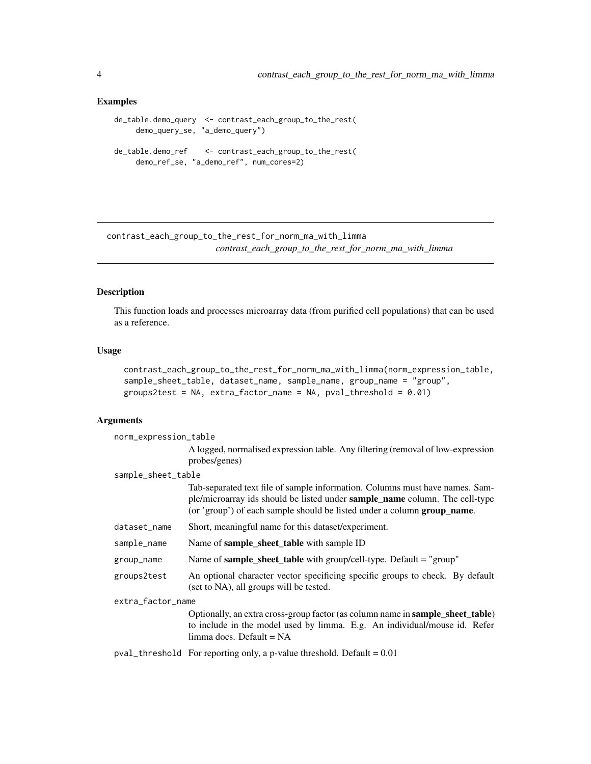## Examples

```
de_table.demo_query  <- contrast_each_group_to_the_rest(
     demo_query_se, "a_demo_query")

de_table.demo_ref    <- contrast_each_group_to_the_rest(
     demo_ref_se, "a_demo_ref", num_cores=2)
```

---

# contrast_each_group_to_the_rest_for_norm_ma_with_limma

*contrast_each_group_to_the_rest_for_norm_ma_with_limma*

---

## Description

This function loads and processes microarray data (from purified cell populations) that can be used as a reference.

## Usage

```
contrast_each_group_to_the_rest_for_norm_ma_with_limma(norm_expression_table,
sample_sheet_table, dataset_name, sample_name, group_name = "group",
groups2test = NA, extra_factor_name = NA, pval_threshold = 0.01)
```

## Arguments

`norm_expression_table`
: A logged, normalised expression table. Any filtering (removal of low-expression probes/genes)

`sample_sheet_table`
: Tab-separated text file of sample information. Columns must have names. Sample/microarray ids should be listed under **sample_name** column. The cell-type (or 'group') of each sample should be listed under a column **group_name**.

`dataset_name`
: Short, meaningful name for this dataset/experiment.

`sample_name`
: Name of **sample_sheet_table** with sample ID

`group_name`
: Name of **sample_sheet_table** with group/cell-type. Default = "group"

`groups2test`
: An optional character vector specificing specific groups to check. By default (set to NA), all groups will be tested.

`extra_factor_name`
: Optionally, an extra cross-group factor (as column name in **sample_sheet_table**) to include in the model used by limma. E.g. An individual/mouse id. Refer limma docs. Default = NA

`pval_threshold`
: For reporting only, a p-value threshold. Default = 0.01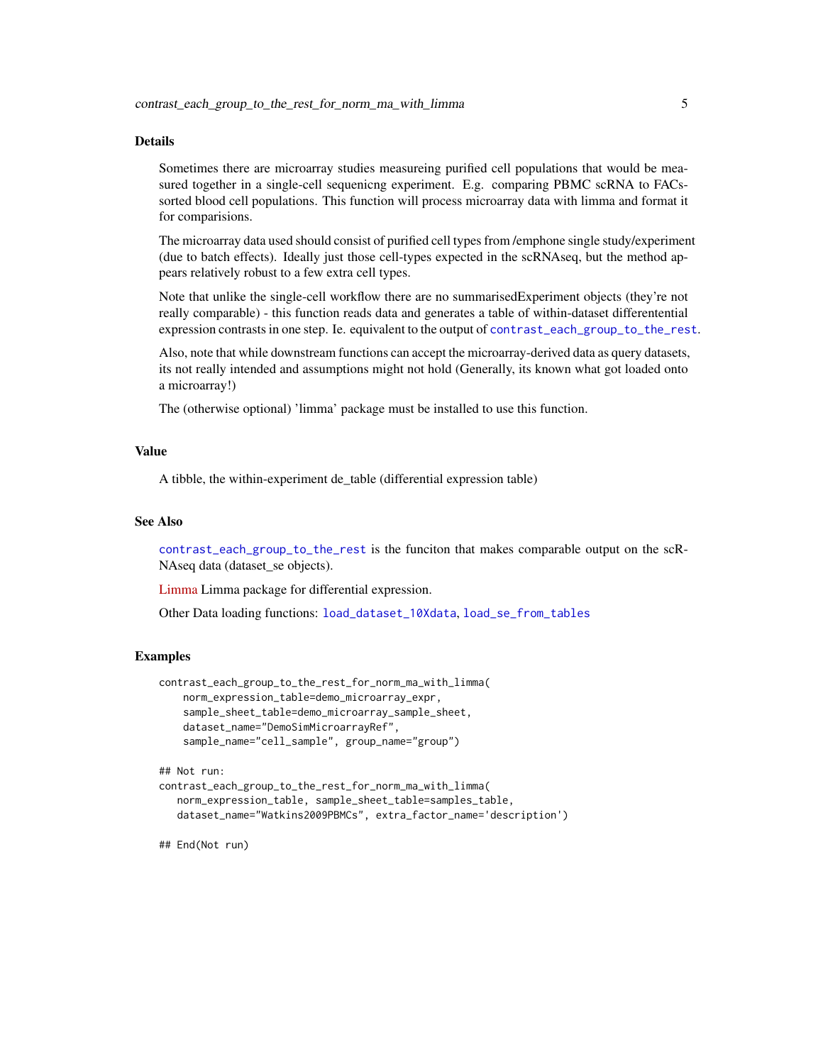### Details

Sometimes there are microarray studies measureing purified cell populations that would be measured together in a single-cell sequenicng experiment. E.g. comparing PBMC scRNA to FACs-sorted blood cell populations. This function will process microarray data with limma and format it for comparisions.

The microarray data used should consist of purified cell types from /emphone single study/experiment (due to batch effects). Ideally just those cell-types expected in the scRNAseq, but the method appears relatively robust to a few extra cell types.

Note that unlike the single-cell workflow there are no summarisedExperiment objects (they're not really comparable) - this function reads data and generates a table of within-dataset differentential expression contrasts in one step. Ie. equivalent to the output of `contrast_each_group_to_the_rest`.

Also, note that while downstream functions can accept the microarray-derived data as query datasets, its not really intended and assumptions might not hold (Generally, its known what got loaded onto a microarray!)

The (otherwise optional) 'limma' package must be installed to use this function.

### Value

A tibble, the within-experiment de_table (differential expression table)

### See Also

`contrast_each_group_to_the_rest` is the funciton that makes comparable output on the scRNAseq data (dataset_se objects).

Limma Limma package for differential expression.

Other Data loading functions: `load_dataset_10Xdata`, `load_se_from_tables`

### Examples

```
contrast_each_group_to_the_rest_for_norm_ma_with_limma(
    norm_expression_table=demo_microarray_expr,
    sample_sheet_table=demo_microarray_sample_sheet,
    dataset_name="DemoSimMicroarrayRef",
    sample_name="cell_sample", group_name="group")

## Not run:
contrast_each_group_to_the_rest_for_norm_ma_with_limma(
   norm_expression_table, sample_sheet_table=samples_table,
   dataset_name="Watkins2009PBMCs", extra_factor_name='description')

## End(Not run)
```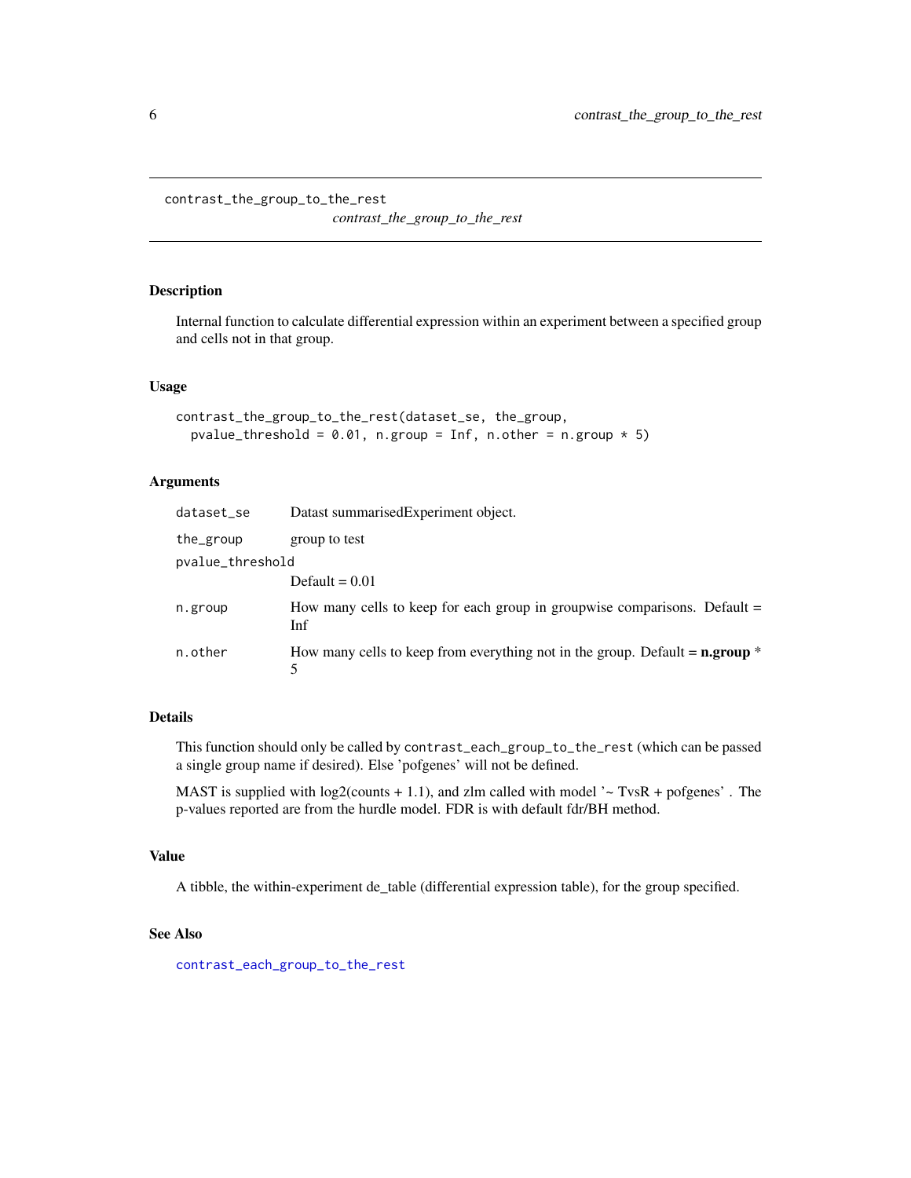```
contrast_the_group_to_the_rest
```

*contrast_the_group_to_the_rest*

## Description

Internal function to calculate differential expression within an experiment between a specified group and cells not in that group.

## Usage

```
contrast_the_group_to_the_rest(dataset_se, the_group,
  pvalue_threshold = 0.01, n.group = Inf, n.other = n.group * 5)
```

## Arguments

| Argument | Description |
|---|---|
| `dataset_se` | Datast summarisedExperiment object. |
| `the_group` | group to test |
| `pvalue_threshold` | Default = 0.01 |
| `n.group` | How many cells to keep for each group in groupwise comparisons. Default = Inf |
| `n.other` | How many cells to keep from everything not in the group. Default = **n.group** * 5 |

## Details

This function should only be called by `contrast_each_group_to_the_rest` (which can be passed a single group name if desired). Else 'pofgenes' will not be defined.

MAST is supplied with log2(counts + 1.1), and zlm called with model '~ TvsR + pofgenes' . The p-values reported are from the hurdle model. FDR is with default fdr/BH method.

## Value

A tibble, the within-experiment de_table (differential expression table), for the group specified.

## See Also

`contrast_each_group_to_the_rest`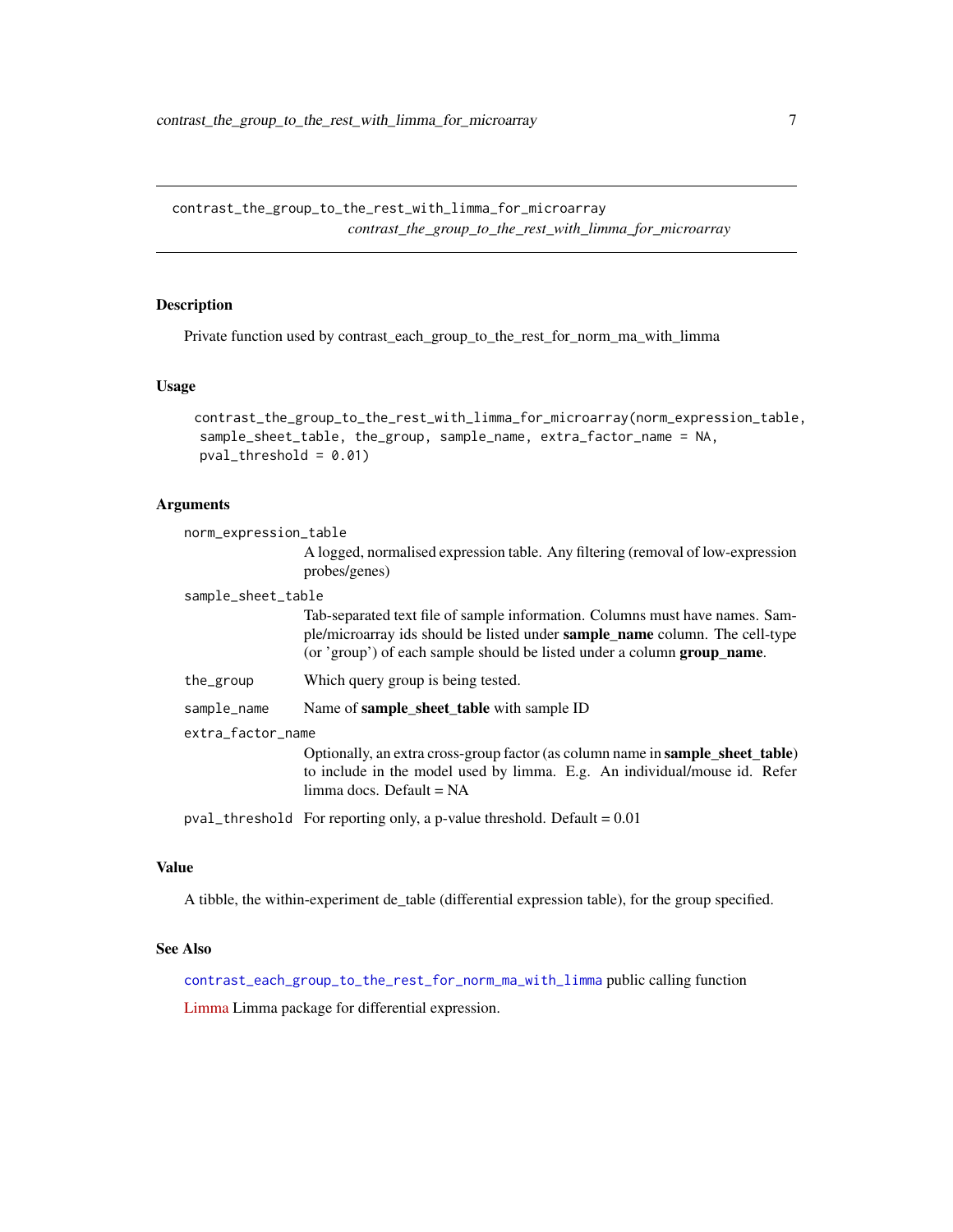# contrast_the_group_to_the_rest_with_limma_for_microarray

*contrast_the_group_to_the_rest_with_limma_for_microarray*

## Description

Private function used by contrast_each_group_to_the_rest_for_norm_ma_with_limma

## Usage

```
contrast_the_group_to_the_rest_with_limma_for_microarray(norm_expression_table,
  sample_sheet_table, the_group, sample_name, extra_factor_name = NA,
  pval_threshold = 0.01)
```

## Arguments

`norm_expression_table`
: A logged, normalised expression table. Any filtering (removal of low-expression probes/genes)

`sample_sheet_table`
: Tab-separated text file of sample information. Columns must have names. Sample/microarray ids should be listed under **sample_name** column. The cell-type (or 'group') of each sample should be listed under a column **group_name**.

`the_group`
: Which query group is being tested.

`sample_name`
: Name of **sample_sheet_table** with sample ID

`extra_factor_name`
: Optionally, an extra cross-group factor (as column name in **sample_sheet_table**) to include in the model used by limma. E.g. An individual/mouse id. Refer limma docs. Default = NA

`pval_threshold`
: For reporting only, a p-value threshold. Default = 0.01

## Value

A tibble, the within-experiment de_table (differential expression table), for the group specified.

## See Also

`contrast_each_group_to_the_rest_for_norm_ma_with_limma` public calling function

Limma Limma package for differential expression.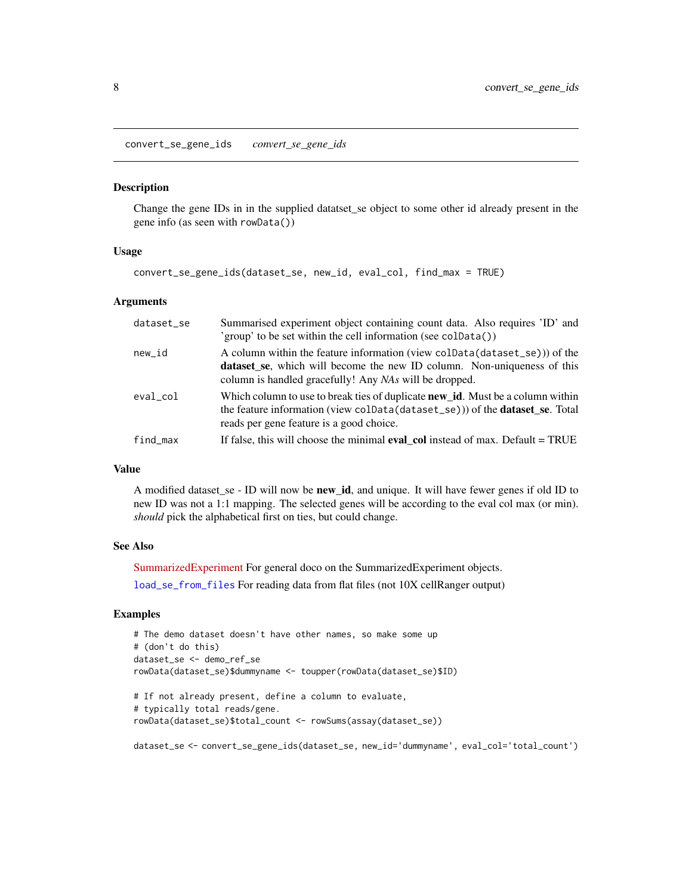convert_se_gene_ids    *convert_se_gene_ids*

## Description

Change the gene IDs in in the supplied datatset_se object to some other id already present in the gene info (as seen with `rowData()`)

## Usage

```
convert_se_gene_ids(dataset_se, new_id, eval_col, find_max = TRUE)
```

## Arguments

| | |
|---|---|
| `dataset_se` | Summarised experiment object containing count data. Also requires 'ID' and 'group' to be set within the cell information (see `colData()`) |
| `new_id` | A column within the feature information (view `colData(dataset_se)`)) of the **dataset_se**, which will become the new ID column. Non-uniqueness of this column is handled gracefully! Any *NAs* will be dropped. |
| `eval_col` | Which column to use to break ties of duplicate **new_id**. Must be a column within the feature information (view `colData(dataset_se)`)) of the **dataset_se**. Total reads per gene feature is a good choice. |
| `find_max` | If false, this will choose the minimal **eval_col** instead of max. Default = TRUE |

## Value

A modified dataset_se - ID will now be **new_id**, and unique. It will have fewer genes if old ID to new ID was not a 1:1 mapping. The selected genes will be according to the eval col max (or min). *should* pick the alphabetical first on ties, but could change.

## See Also

SummarizedExperiment For general doco on the SummarizedExperiment objects.

`load_se_from_files` For reading data from flat files (not 10X cellRanger output)

## Examples

```
# The demo dataset doesn't have other names, so make some up
# (don't do this)
dataset_se <- demo_ref_se
rowData(dataset_se)$dummyname <- toupper(rowData(dataset_se)$ID)

# If not already present, define a column to evaluate,
# typically total reads/gene.
rowData(dataset_se)$total_count <- rowSums(assay(dataset_se))

dataset_se <- convert_se_gene_ids(dataset_se, new_id='dummyname', eval_col='total_count')
```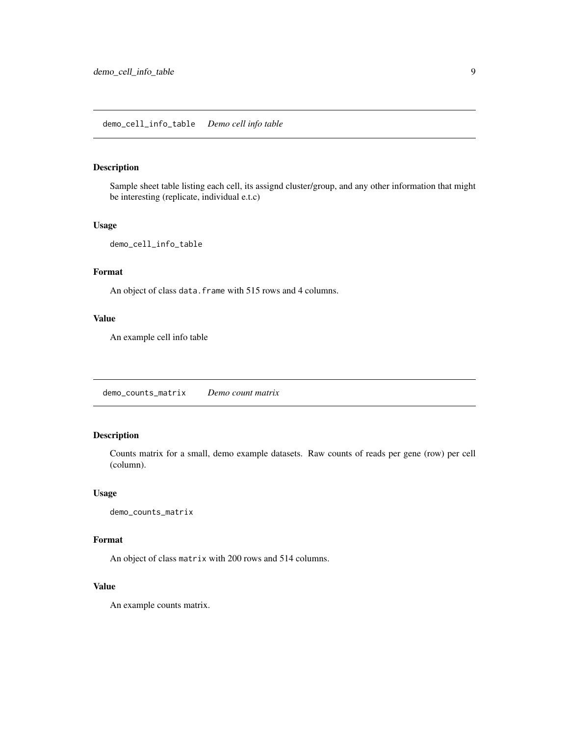## demo_cell_info_table *Demo cell info table*

### Description

Sample sheet table listing each cell, its assignd cluster/group, and any other information that might be interesting (replicate, individual e.t.c)

### Usage

```
demo_cell_info_table
```

### Format

An object of class `data.frame` with 515 rows and 4 columns.

### Value

An example cell info table

## demo_counts_matrix *Demo count matrix*

### Description

Counts matrix for a small, demo example datasets. Raw counts of reads per gene (row) per cell (column).

### Usage

```
demo_counts_matrix
```

### Format

An object of class `matrix` with 200 rows and 514 columns.

### Value

An example counts matrix.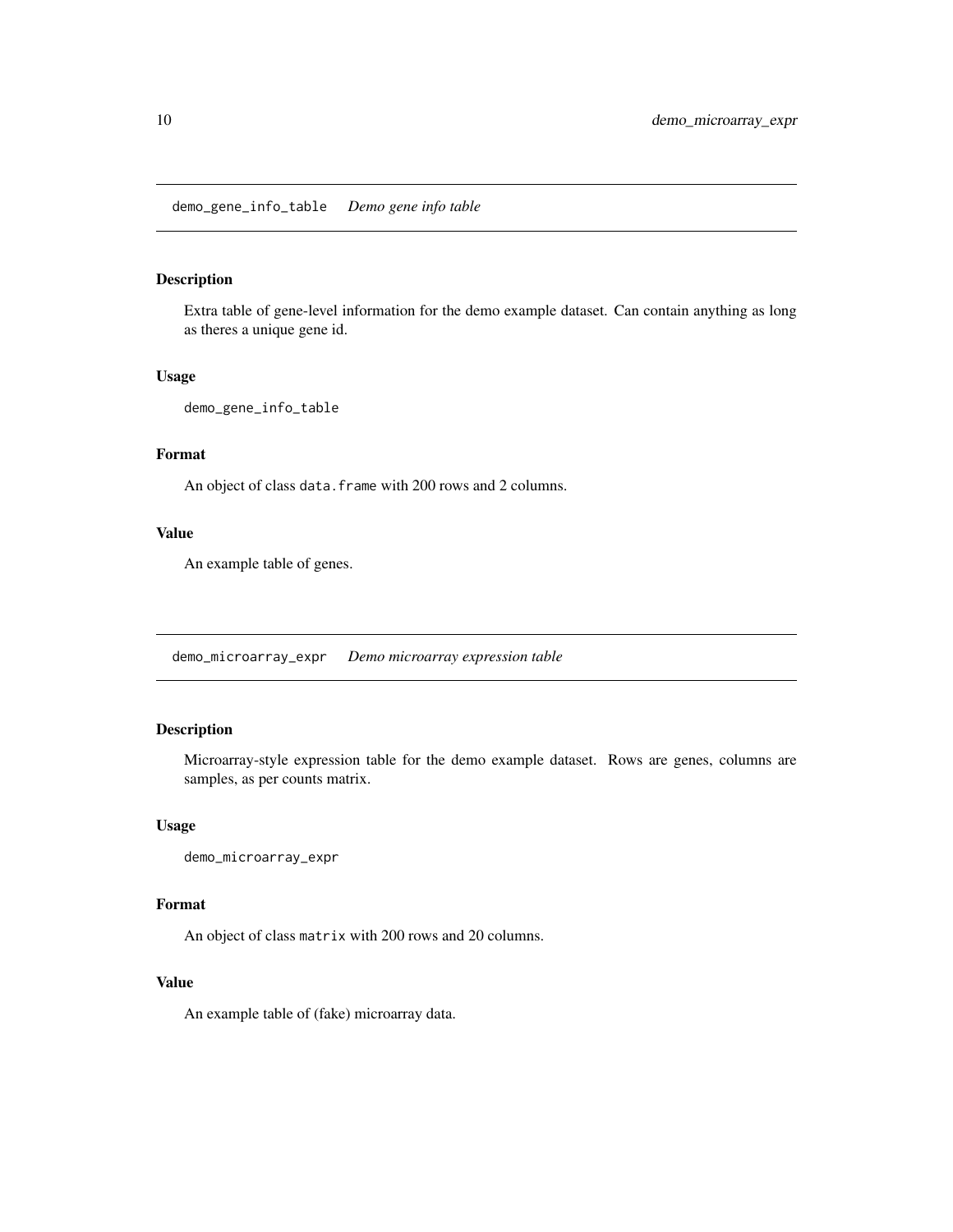## demo_gene_info_table *Demo gene info table*

### Description

Extra table of gene-level information for the demo example dataset. Can contain anything as long as theres a unique gene id.

### Usage

```
demo_gene_info_table
```

### Format

An object of class `data.frame` with 200 rows and 2 columns.

### Value

An example table of genes.

## demo_microarray_expr *Demo microarray expression table*

### Description

Microarray-style expression table for the demo example dataset. Rows are genes, columns are samples, as per counts matrix.

### Usage

```
demo_microarray_expr
```

### Format

An object of class `matrix` with 200 rows and 20 columns.

### Value

An example table of (fake) microarray data.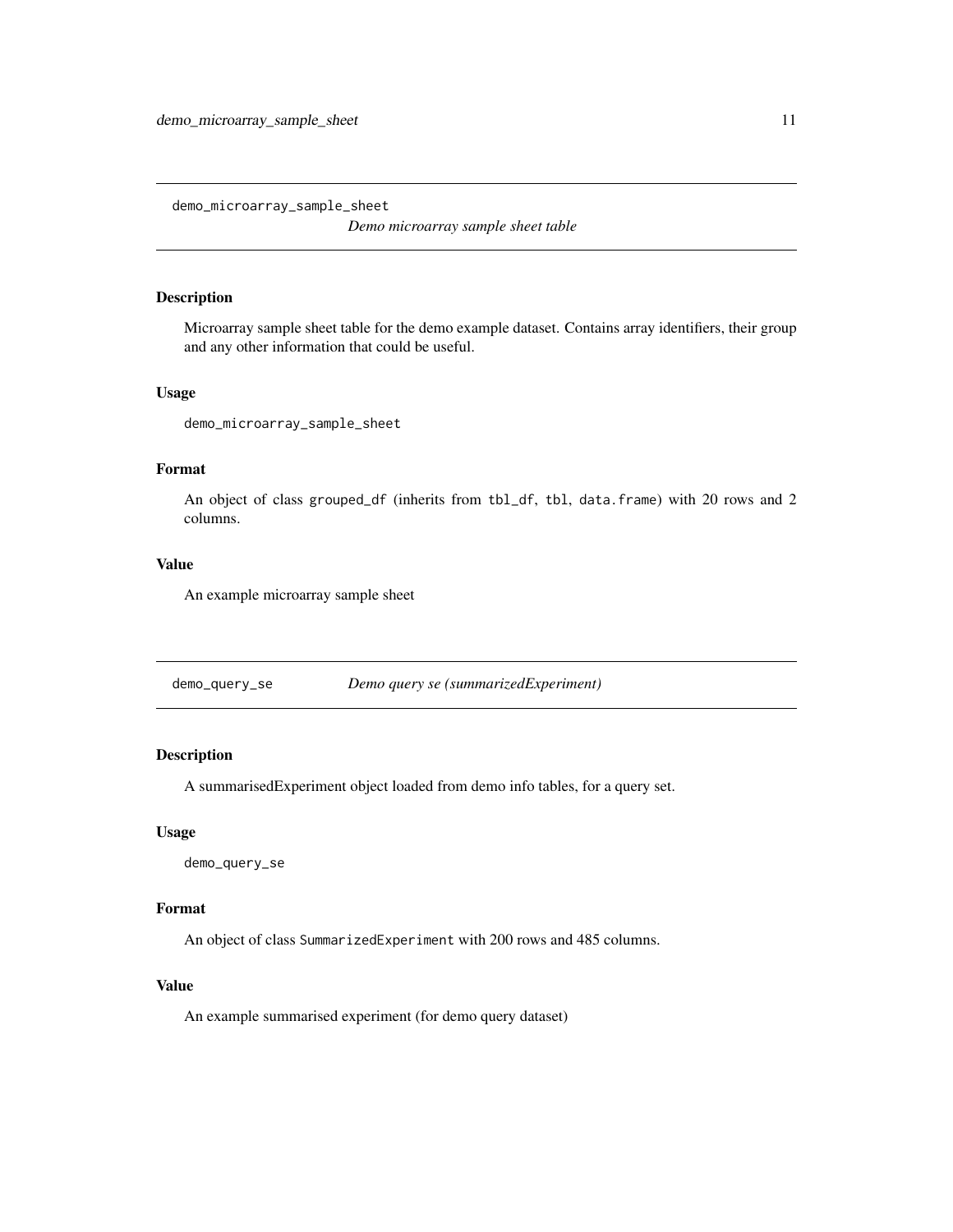## demo_microarray_sample_sheet

*Demo microarray sample sheet table*

### Description

Microarray sample sheet table for the demo example dataset. Contains array identifiers, their group and any other information that could be useful.

### Usage

```
demo_microarray_sample_sheet
```

### Format

An object of class `grouped_df` (inherits from `tbl_df`, `tbl`, `data.frame`) with 20 rows and 2 columns.

### Value

An example microarray sample sheet

## demo_query_se

*Demo query se (summarizedExperiment)*

### Description

A summarisedExperiment object loaded from demo info tables, for a query set.

### Usage

```
demo_query_se
```

### Format

An object of class `SummarizedExperiment` with 200 rows and 485 columns.

### Value

An example summarised experiment (for demo query dataset)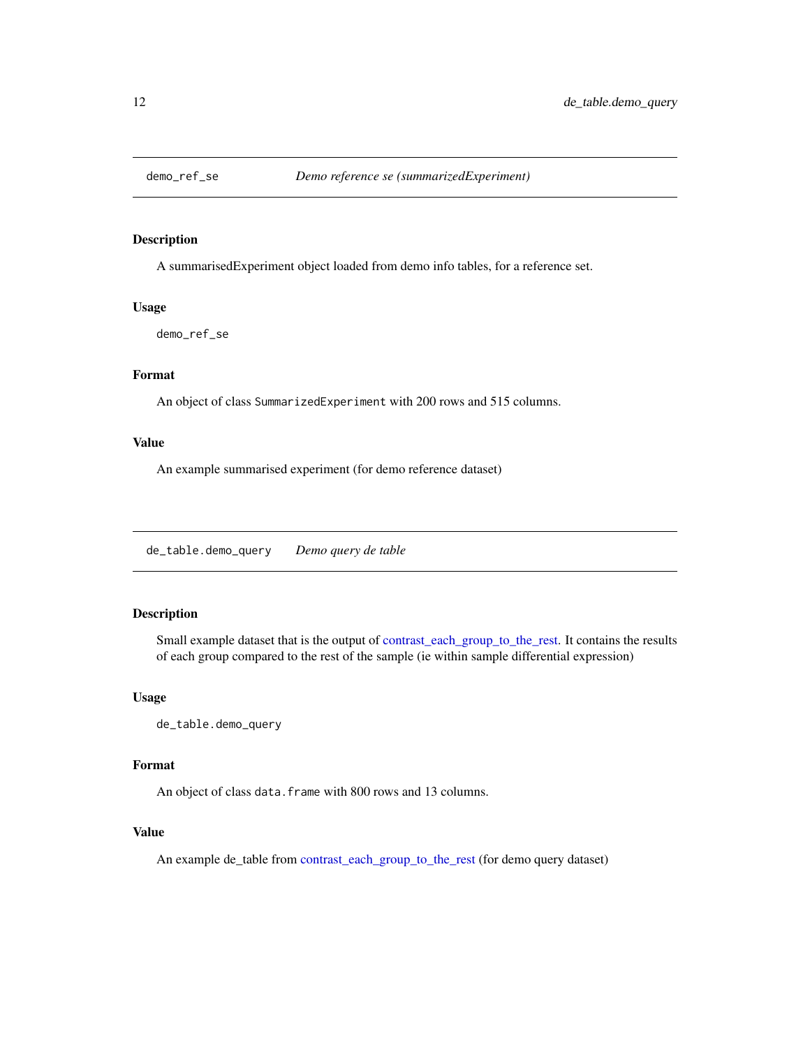## demo_ref_se *Demo reference se (summarizedExperiment)*

### Description

A summarisedExperiment object loaded from demo info tables, for a reference set.

### Usage

```
demo_ref_se
```

### Format

An object of class `SummarizedExperiment` with 200 rows and 515 columns.

### Value

An example summarised experiment (for demo reference dataset)

## de_table.demo_query *Demo query de table*

### Description

Small example dataset that is the output of contrast_each_group_to_the_rest. It contains the results of each group compared to the rest of the sample (ie within sample differential expression)

### Usage

```
de_table.demo_query
```

### Format

An object of class `data.frame` with 800 rows and 13 columns.

### Value

An example de_table from contrast_each_group_to_the_rest (for demo query dataset)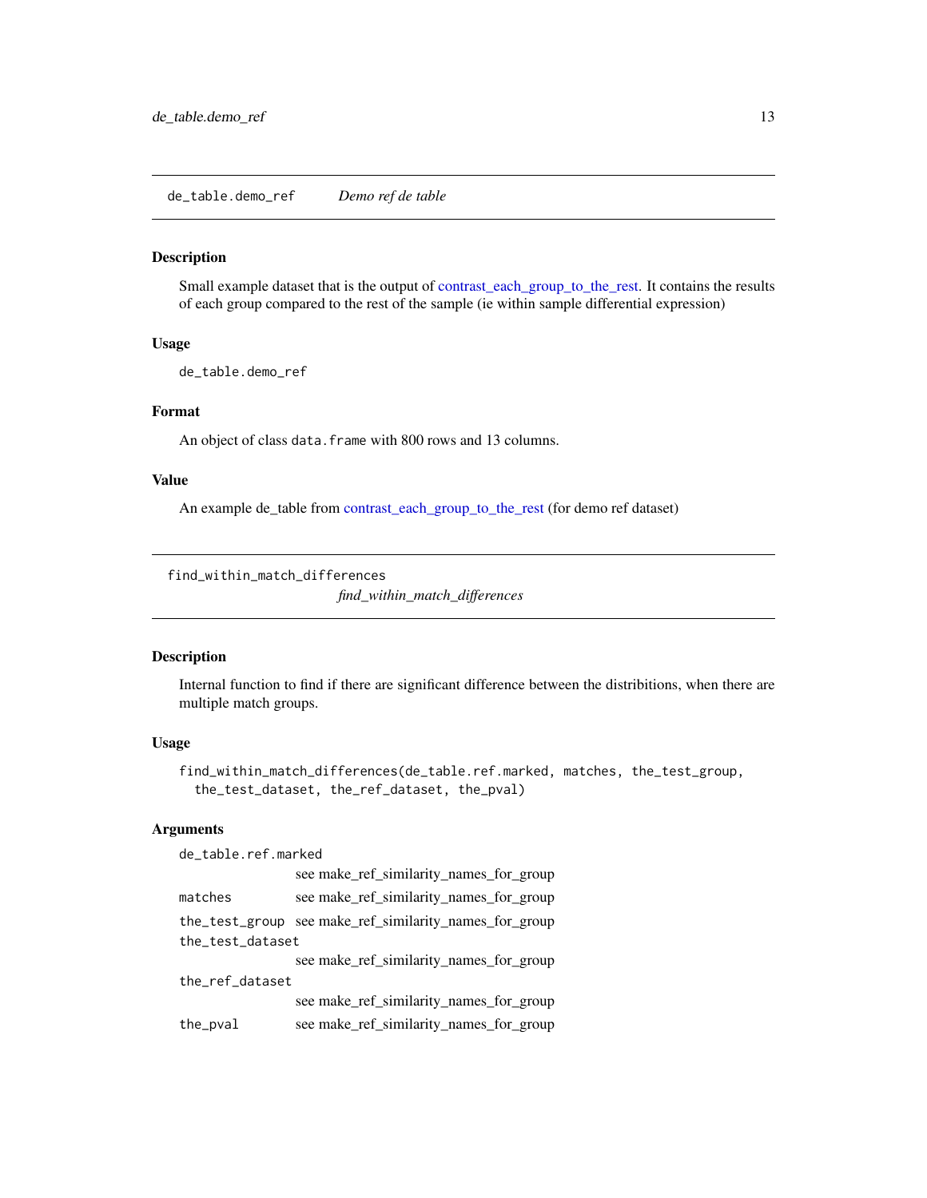## de_table.demo_ref — *Demo ref de table*

### Description

Small example dataset that is the output of contrast_each_group_to_the_rest. It contains the results of each group compared to the rest of the sample (ie within sample differential expression)

### Usage

```
de_table.demo_ref
```

### Format

An object of class `data.frame` with 800 rows and 13 columns.

### Value

An example de_table from contrast_each_group_to_the_rest (for demo ref dataset)

## find_within_match_differences — *find_within_match_differences*

### Description

Internal function to find if there are significant difference between the distribitions, when there are multiple match groups.

### Usage

```
find_within_match_differences(de_table.ref.marked, matches, the_test_group,
  the_test_dataset, the_ref_dataset, the_pval)
```

### Arguments

| | |
|---|---|
| `de_table.ref.marked` | see make_ref_similarity_names_for_group |
| `matches` | see make_ref_similarity_names_for_group |
| `the_test_group` | see make_ref_similarity_names_for_group |
| `the_test_dataset` | see make_ref_similarity_names_for_group |
| `the_ref_dataset` | see make_ref_similarity_names_for_group |
| `the_pval` | see make_ref_similarity_names_for_group |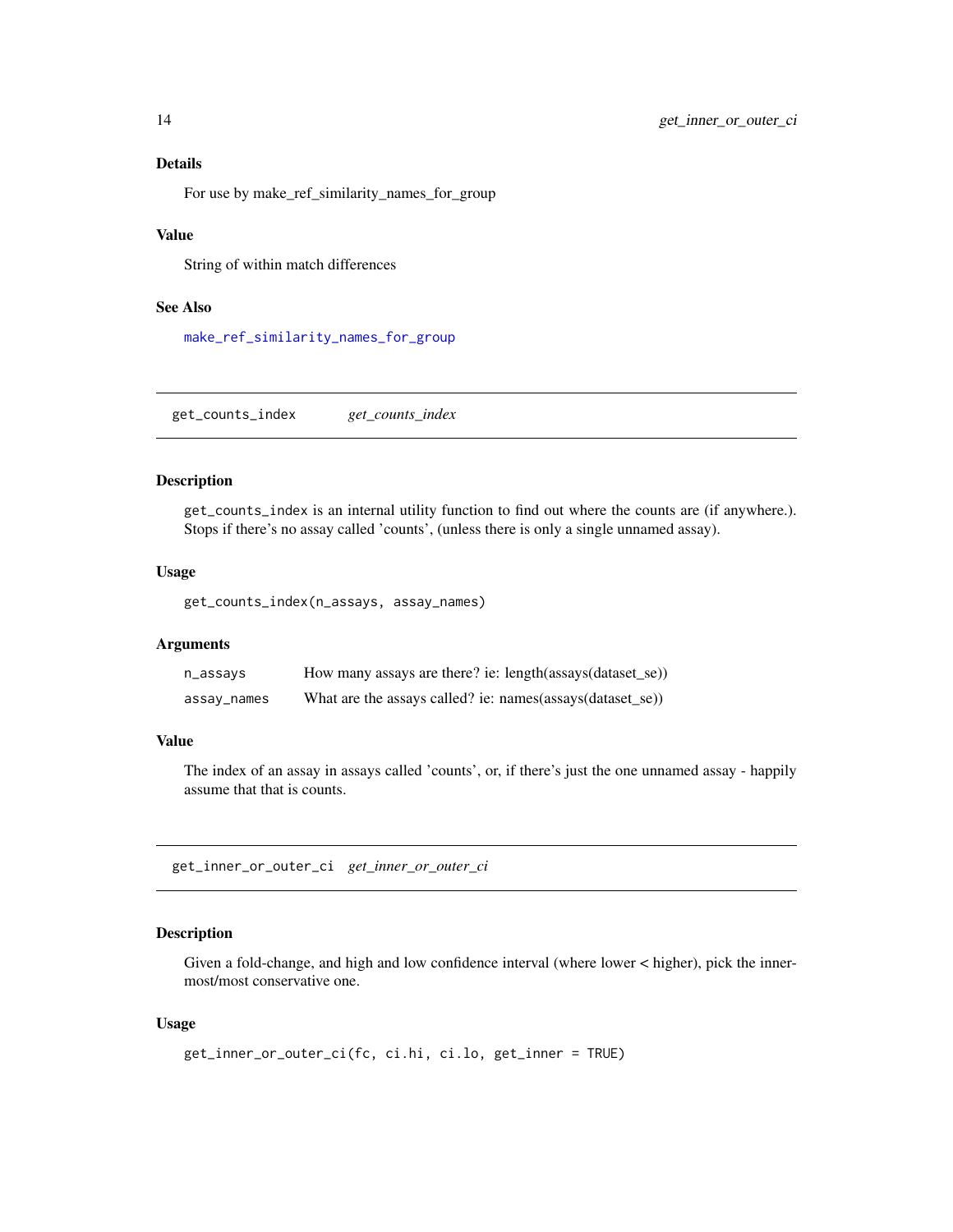### Details

For use by make_ref_similarity_names_for_group

### Value

String of within match differences

### See Also

make_ref_similarity_names_for_group

---

## get_counts_index *get_counts_index*

### Description

get_counts_index is an internal utility function to find out where the counts are (if anywhere.). Stops if there's no assay called 'counts', (unless there is only a single unnamed assay).

### Usage

```
get_counts_index(n_assays, assay_names)
```

### Arguments

| | |
|---|---|
| n_assays | How many assays are there? ie: length(assays(dataset_se)) |
| assay_names | What are the assays called? ie: names(assays(dataset_se)) |

### Value

The index of an assay in assays called 'counts', or, if there's just the one unnamed assay - happily assume that that is counts.

---

## get_inner_or_outer_ci *get_inner_or_outer_ci*

### Description

Given a fold-change, and high and low confidence interval (where lower < higher), pick the innermost/most conservative one.

### Usage

```
get_inner_or_outer_ci(fc, ci.hi, ci.lo, get_inner = TRUE)
```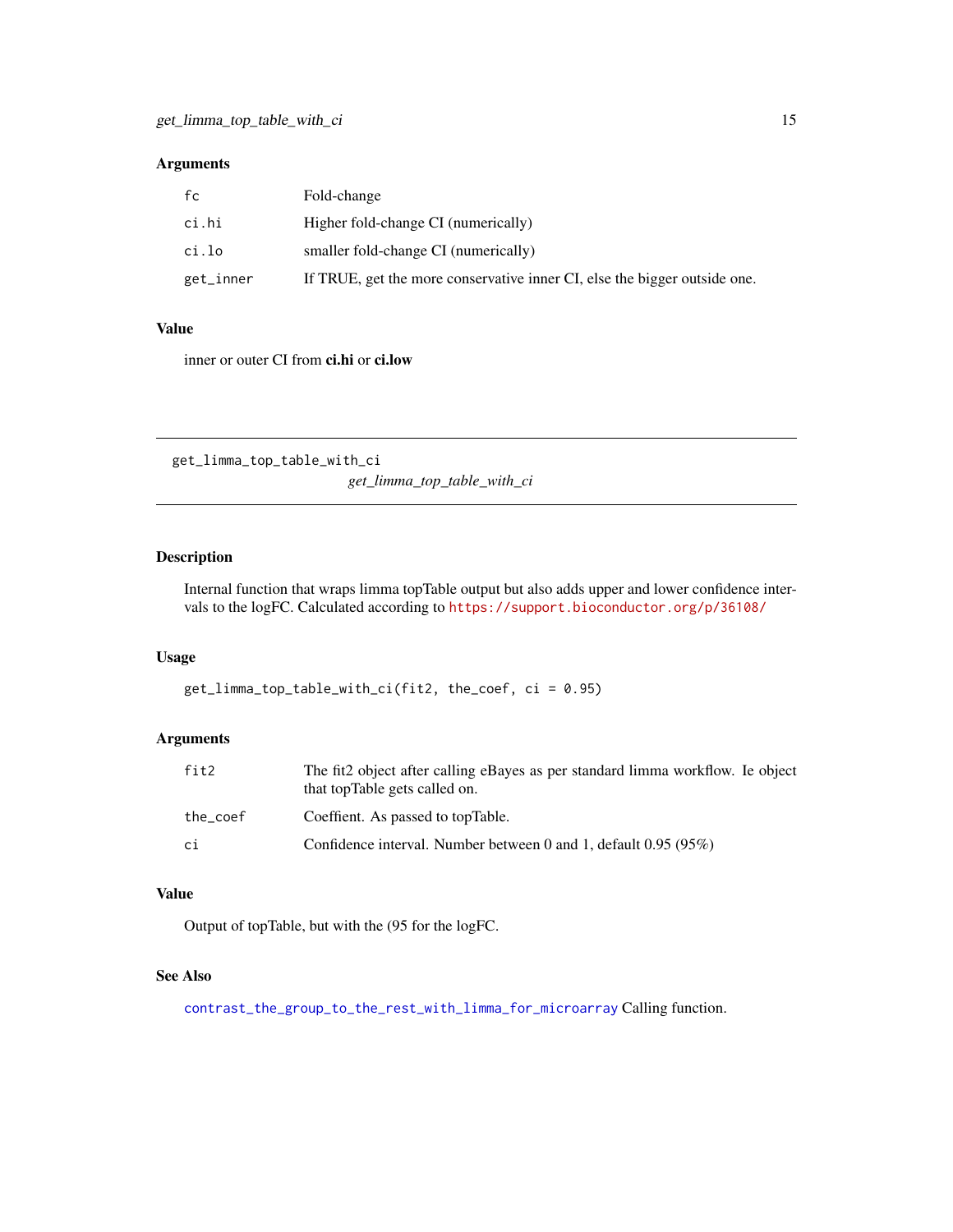## Arguments

| | |
|---|---|
| `fc` | Fold-change |
| `ci.hi` | Higher fold-change CI (numerically) |
| `ci.lo` | smaller fold-change CI (numerically) |
| `get_inner` | If TRUE, get the more conservative inner CI, else the bigger outside one. |

## Value

inner or outer CI from **ci.hi** or **ci.low**

---

# get_limma_top_table_with_ci

*get_limma_top_table_with_ci*

---

## Description

Internal function that wraps limma topTable output but also adds upper and lower confidence intervals to the logFC. Calculated according to https://support.bioconductor.org/p/36108/

## Usage

```
get_limma_top_table_with_ci(fit2, the_coef, ci = 0.95)
```

## Arguments

| | |
|---|---|
| `fit2` | The fit2 object after calling eBayes as per standard limma workflow. Ie object that topTable gets called on. |
| `the_coef` | Coeffient. As passed to topTable. |
| `ci` | Confidence interval. Number between 0 and 1, default 0.95 (95%) |

## Value

Output of topTable, but with the (95 for the logFC.

## See Also

`contrast_the_group_to_the_rest_with_limma_for_microarray` Calling function.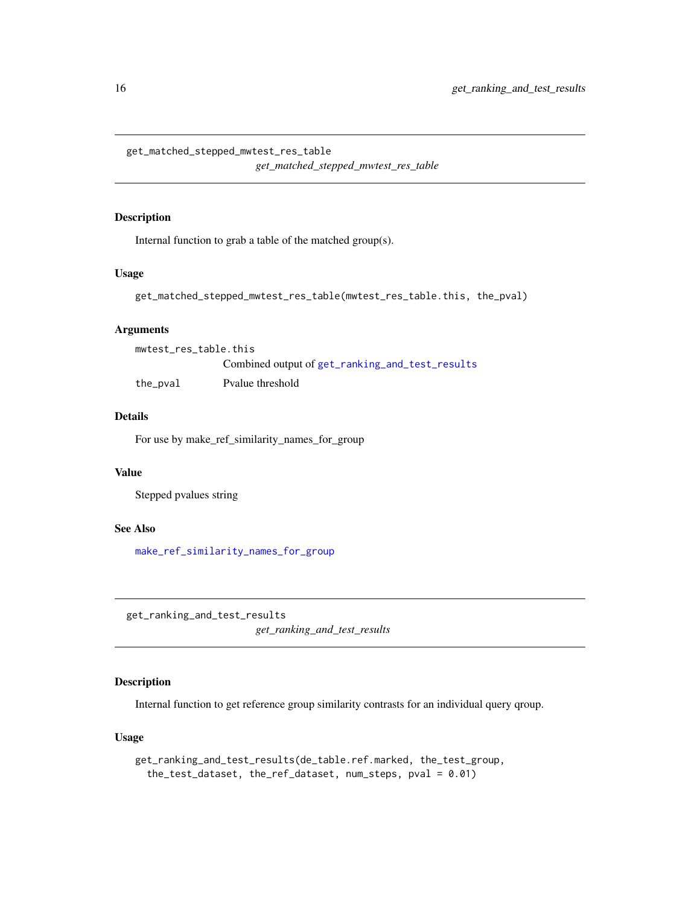## get_matched_stepped_mwtest_res_table

*get_matched_stepped_mwtest_res_table*

### Description

Internal function to grab a table of the matched group(s).

### Usage

```
get_matched_stepped_mwtest_res_table(mwtest_res_table.this, the_pval)
```

### Arguments

| | |
|---|---|
| mwtest_res_table.this | Combined output of get_ranking_and_test_results |
| the_pval | Pvalue threshold |

### Details

For use by make_ref_similarity_names_for_group

### Value

Stepped pvalues string

### See Also

make_ref_similarity_names_for_group

## get_ranking_and_test_results

*get_ranking_and_test_results*

### Description

Internal function to get reference group similarity contrasts for an individual query qroup.

### Usage

```
get_ranking_and_test_results(de_table.ref.marked, the_test_group,
  the_test_dataset, the_ref_dataset, num_steps, pval = 0.01)
```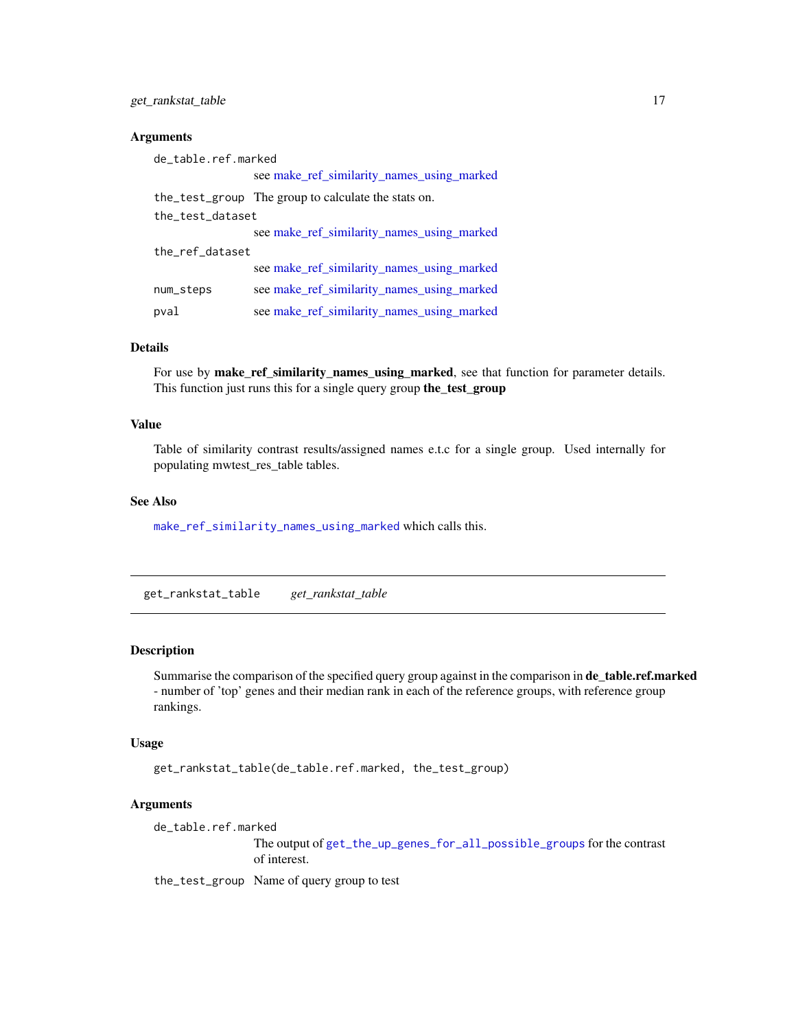### Arguments

`de_table.ref.marked`
: see make_ref_similarity_names_using_marked

`the_test_group`
: The group to calculate the stats on.

`the_test_dataset`
: see make_ref_similarity_names_using_marked

`the_ref_dataset`
: see make_ref_similarity_names_using_marked

`num_steps`
: see make_ref_similarity_names_using_marked

`pval`
: see make_ref_similarity_names_using_marked

### Details

For use by **make_ref_similarity_names_using_marked**, see that function for parameter details. This function just runs this for a single query group **the_test_group**

### Value

Table of similarity contrast results/assigned names e.t.c for a single group. Used internally for populating mwtest_res_table tables.

### See Also

`make_ref_similarity_names_using_marked` which calls this.

---

## get_rankstat_table &nbsp;&nbsp;&nbsp; *get_rankstat_table*

---

### Description

Summarise the comparison of the specified query group against in the comparison in **de_table.ref.marked** - number of 'top' genes and their median rank in each of the reference groups, with reference group rankings.

### Usage

```
get_rankstat_table(de_table.ref.marked, the_test_group)
```

### Arguments

`de_table.ref.marked`
: The output of `get_the_up_genes_for_all_possible_groups` for the contrast of interest.

`the_test_group`
: Name of query group to test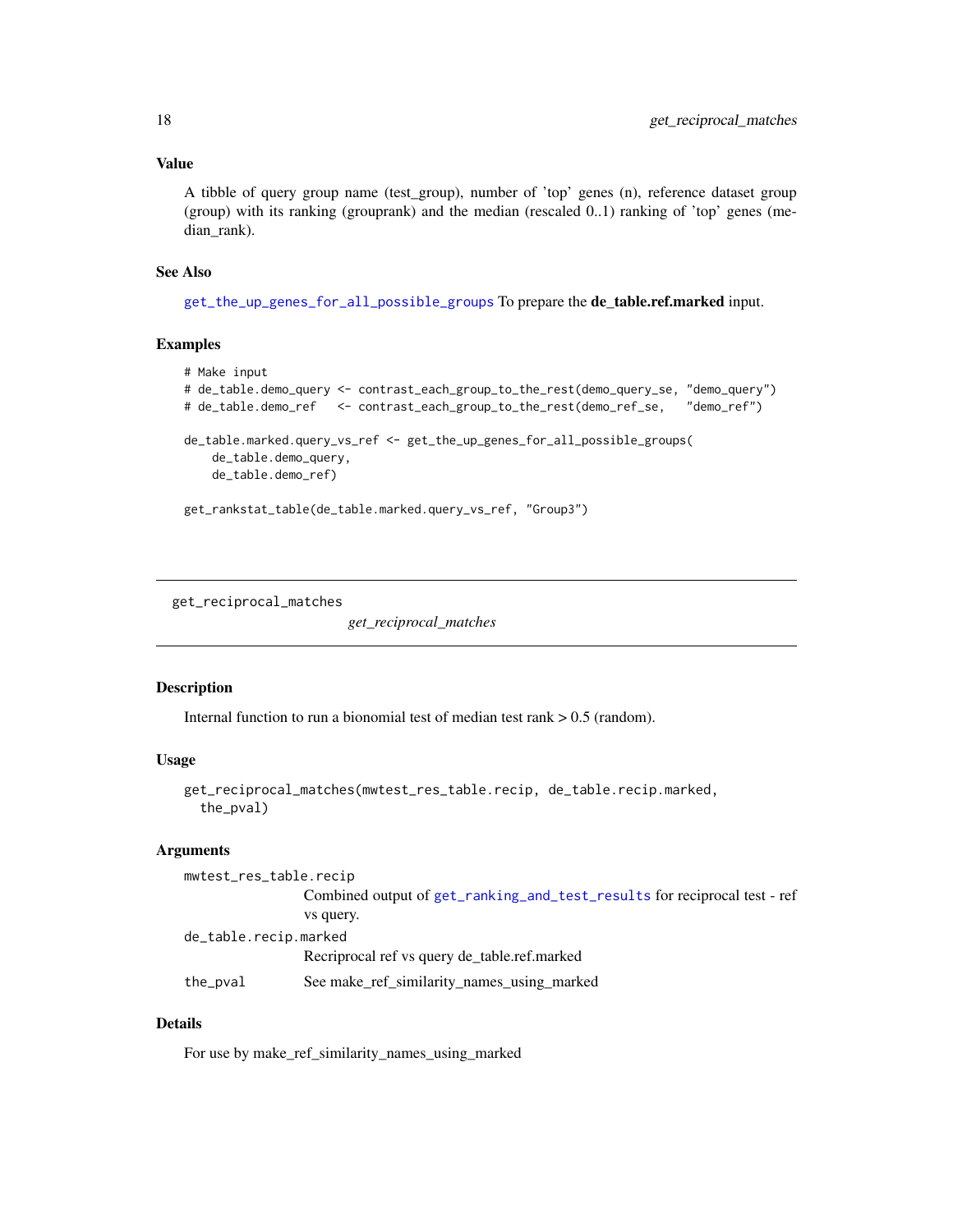### Value

A tibble of query group name (test_group), number of 'top' genes (n), reference dataset group (group) with its ranking (grouprank) and the median (rescaled 0..1) ranking of 'top' genes (median_rank).

### See Also

`get_the_up_genes_for_all_possible_groups` To prepare the **de_table.ref.marked** input.

### Examples

```
# Make input
# de_table.demo_query <- contrast_each_group_to_the_rest(demo_query_se, "demo_query")
# de_table.demo_ref   <- contrast_each_group_to_the_rest(demo_ref_se,   "demo_ref")

de_table.marked.query_vs_ref <- get_the_up_genes_for_all_possible_groups(
    de_table.demo_query,
    de_table.demo_ref)

get_rankstat_table(de_table.marked.query_vs_ref, "Group3")
```

---

## get_reciprocal_matches

*get_reciprocal_matches*

---

### Description

Internal function to run a bionomial test of median test rank > 0.5 (random).

### Usage

```
get_reciprocal_matches(mwtest_res_table.recip, de_table.recip.marked,
  the_pval)
```

### Arguments

| | |
|---|---|
| `mwtest_res_table.recip` | Combined output of `get_ranking_and_test_results` for reciprocal test - ref vs query. |
| `de_table.recip.marked` | Recriprocal ref vs query de_table.ref.marked |
| `the_pval` | See make_ref_similarity_names_using_marked |

### Details

For use by make_ref_similarity_names_using_marked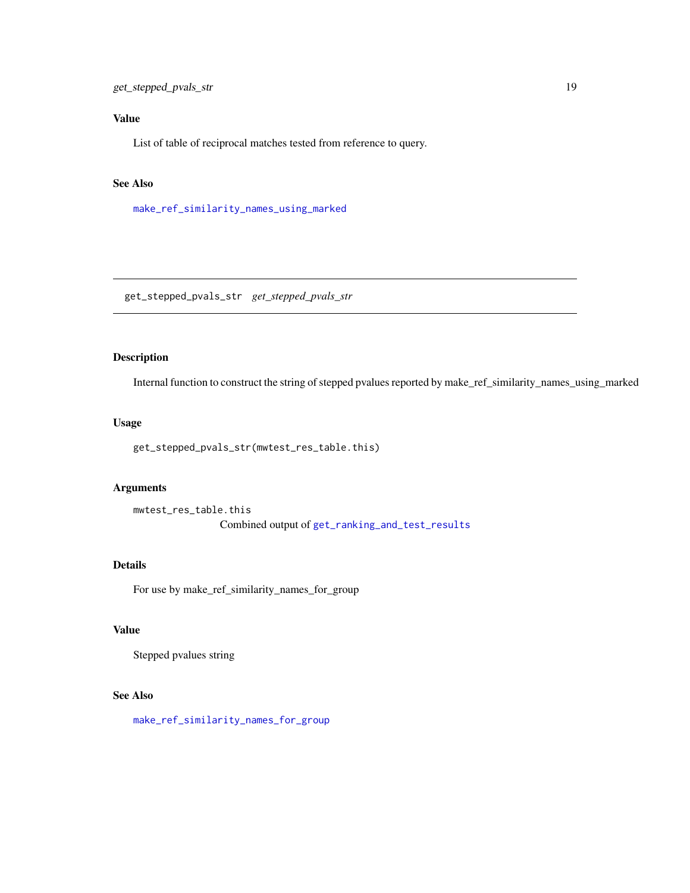## Value

List of table of reciprocal matches tested from reference to query.

## See Also

make_ref_similarity_names_using_marked

---

# get_stepped_pvals_str    *get_stepped_pvals_str*

## Description

Internal function to construct the string of stepped pvalues reported by make_ref_similarity_names_using_marked

## Usage

```
get_stepped_pvals_str(mwtest_res_table.this)
```

## Arguments

`mwtest_res_table.this`
Combined output of get_ranking_and_test_results

## Details

For use by make_ref_similarity_names_for_group

## Value

Stepped pvalues string

## See Also

make_ref_similarity_names_for_group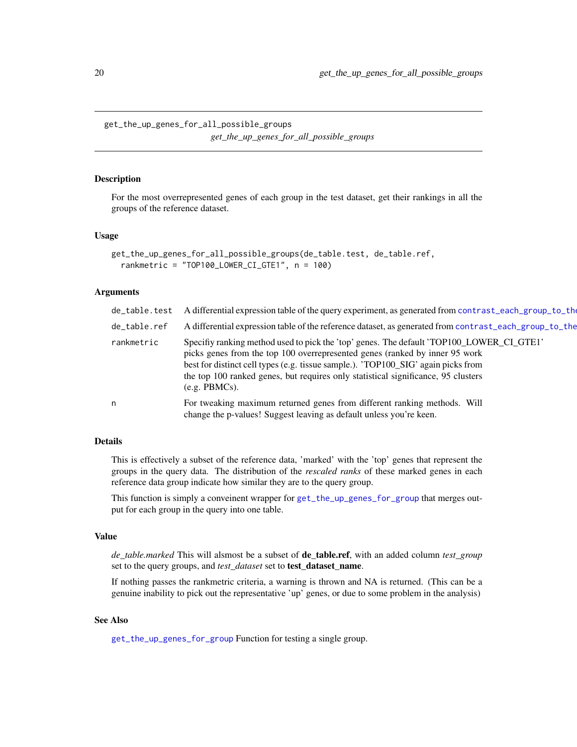`get_the_up_genes_for_all_possible_groups`

*get_the_up_genes_for_all_possible_groups*

## Description

For the most overrepresented genes of each group in the test dataset, get their rankings in all the groups of the reference dataset.

## Usage

```
get_the_up_genes_for_all_possible_groups(de_table.test, de_table.ref,
  rankmetric = "TOP100_LOWER_CI_GTE1", n = 100)
```

## Arguments

| | |
|---|---|
| `de_table.test` | A differential expression table of the query experiment, as generated from `contrast_each_group_to_the` |
| `de_table.ref` | A differential expression table of the reference dataset, as generated from `contrast_each_group_to_the` |
| `rankmetric` | Specifiy ranking method used to pick the 'top' genes. The default 'TOP100_LOWER_CI_GTE1' picks genes from the top 100 overrepresented genes (ranked by inner 95 work best for distinct cell types (e.g. tissue sample.). 'TOP100_SIG' again picks from the top 100 ranked genes, but requires only statistical significance, 95 clusters (e.g. PBMCs). |
| `n` | For tweaking maximum returned genes from different ranking methods. Will change the p-values! Suggest leaving as default unless you're keen. |

## Details

This is effectively a subset of the reference data, 'marked' with the 'top' genes that represent the groups in the query data. The distribution of the *rescaled ranks* of these marked genes in each reference data group indicate how similar they are to the query group.

This function is simply a conveinent wrapper for `get_the_up_genes_for_group` that merges output for each group in the query into one table.

## Value

*de_table.marked* This will alsmost be a subset of **de_table.ref**, with an added column *test_group* set to the query groups, and *test_dataset* set to **test_dataset_name**.

If nothing passes the rankmetric criteria, a warning is thrown and NA is returned. (This can be a genuine inability to pick out the representative 'up' genes, or due to some problem in the analysis)

## See Also

`get_the_up_genes_for_group` Function for testing a single group.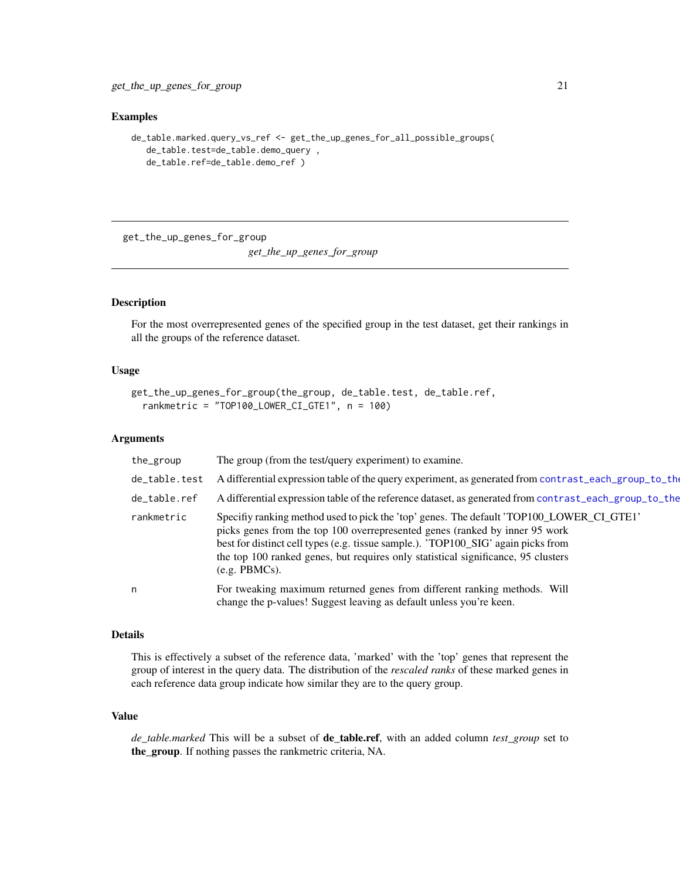## Examples

```
de_table.marked.query_vs_ref <- get_the_up_genes_for_all_possible_groups(
   de_table.test=de_table.demo_query ,
   de_table.ref=de_table.demo_ref )
```

---

# get_the_up_genes_for_group

*get_the_up_genes_for_group*

---

## Description

For the most overrepresented genes of the specified group in the test dataset, get their rankings in all the groups of the reference dataset.

## Usage

```
get_the_up_genes_for_group(the_group, de_table.test, de_table.ref,
  rankmetric = "TOP100_LOWER_CI_GTE1", n = 100)
```

## Arguments

| | |
|---|---|
| `the_group` | The group (from the test/query experiment) to examine. |
| `de_table.test` | A differential expression table of the query experiment, as generated from `contrast_each_group_to_the` |
| `de_table.ref` | A differential expression table of the reference dataset, as generated from `contrast_each_group_to_the` |
| `rankmetric` | Specifiy ranking method used to pick the 'top' genes. The default 'TOP100_LOWER_CI_GTE1' picks genes from the top 100 overrepresented genes (ranked by inner 95 work best for distinct cell types (e.g. tissue sample.). 'TOP100_SIG' again picks from the top 100 ranked genes, but requires only statistical significance, 95 clusters (e.g. PBMCs). |
| `n` | For tweaking maximum returned genes from different ranking methods. Will change the p-values! Suggest leaving as default unless you're keen. |

## Details

This is effectively a subset of the reference data, 'marked' with the 'top' genes that represent the group of interest in the query data. The distribution of the *rescaled ranks* of these marked genes in each reference data group indicate how similar they are to the query group.

## Value

*de_table.marked* This will be a subset of **de_table.ref**, with an added column *test_group* set to **the_group**. If nothing passes the rankmetric criteria, NA.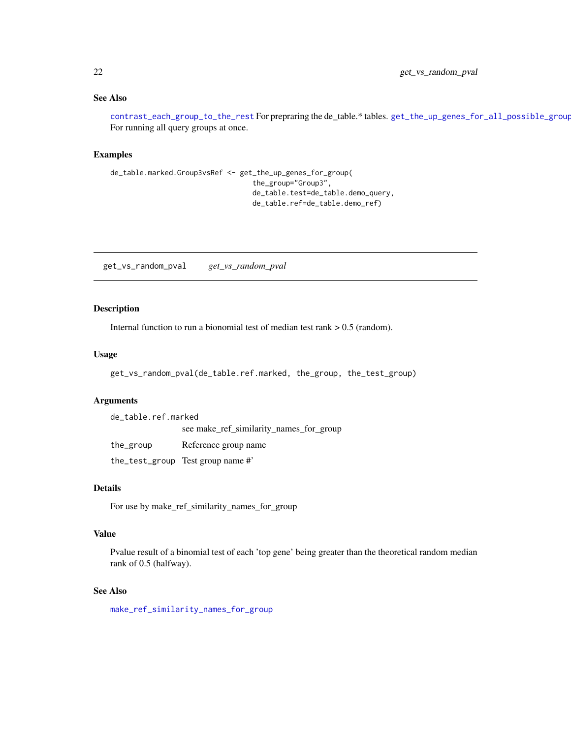### See Also

contrast_each_group_to_the_rest For prepraring the de_table.* tables. get_the_up_genes_for_all_possible_group For running all query groups at once.

### Examples

```
de_table.marked.Group3vsRef <- get_the_up_genes_for_group(
                                  the_group="Group3",
                                  de_table.test=de_table.demo_query,
                                  de_table.ref=de_table.demo_ref)
```

---

## get_vs_random_pval    *get_vs_random_pval*

---

### Description

Internal function to run a bionomial test of median test rank > 0.5 (random).

### Usage

```
get_vs_random_pval(de_table.ref.marked, the_group, the_test_group)
```

### Arguments

| | |
|---|---|
| de_table.ref.marked | see make_ref_similarity_names_for_group |
| the_group | Reference group name |
| the_test_group | Test group name #' |

### Details

For use by make_ref_similarity_names_for_group

### Value

Pvalue result of a binomial test of each 'top gene' being greater than the theoretical random median rank of 0.5 (halfway).

### See Also

make_ref_similarity_names_for_group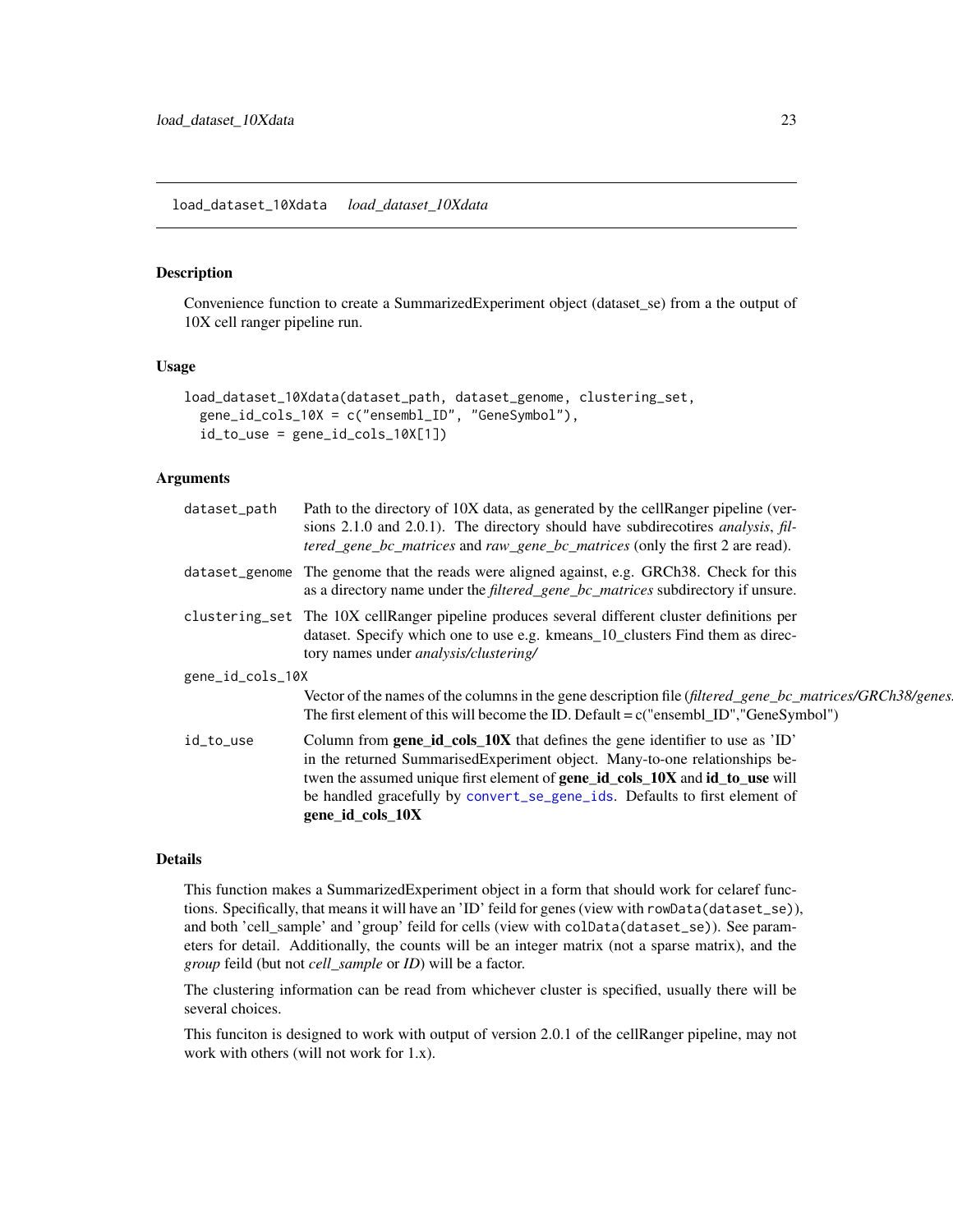## load_dataset_10Xdata *load_dataset_10Xdata*

### Description

Convenience function to create a SummarizedExperiment object (dataset_se) from a the output of 10X cell ranger pipeline run.

### Usage

```
load_dataset_10Xdata(dataset_path, dataset_genome, clustering_set,
  gene_id_cols_10X = c("ensembl_ID", "GeneSymbol"),
  id_to_use = gene_id_cols_10X[1])
```

### Arguments

| | |
|---|---|
| dataset_path | Path to the directory of 10X data, as generated by the cellRanger pipeline (versions 2.1.0 and 2.0.1). The directory should have subdirecotires *analysis*, *filtered_gene_bc_matrices* and *raw_gene_bc_matrices* (only the first 2 are read). |
| dataset_genome | The genome that the reads were aligned against, e.g. GRCh38. Check for this as a directory name under the *filtered_gene_bc_matrices* subdirectory if unsure. |
| clustering_set | The 10X cellRanger pipeline produces several different cluster definitions per dataset. Specify which one to use e.g. kmeans_10_clusters Find them as directory names under *analysis/clustering/* |
| gene_id_cols_10X | Vector of the names of the columns in the gene description file (*filtered_gene_bc_matrices/GRCh38/genes.* The first element of this will become the ID. Default = c("ensembl_ID","GeneSymbol") |
| id_to_use | Column from **gene_id_cols_10X** that defines the gene identifier to use as 'ID' in the returned SummarisedExperiment object. Many-to-one relationships betwen the assumed unique first element of **gene_id_cols_10X** and **id_to_use** will be handled gracefully by convert_se_gene_ids. Defaults to first element of **gene_id_cols_10X** |

### Details

This function makes a SummarizedExperiment object in a form that should work for celaref functions. Specifically, that means it will have an 'ID' feild for genes (view with `rowData(dataset_se)`), and both 'cell_sample' and 'group' feild for cells (view with `colData(dataset_se)`). See parameters for detail. Additionally, the counts will be an integer matrix (not a sparse matrix), and the *group* feild (but not *cell_sample* or *ID*) will be a factor.

The clustering information can be read from whichever cluster is specified, usually there will be several choices.

This funciton is designed to work with output of version 2.0.1 of the cellRanger pipeline, may not work with others (will not work for 1.x).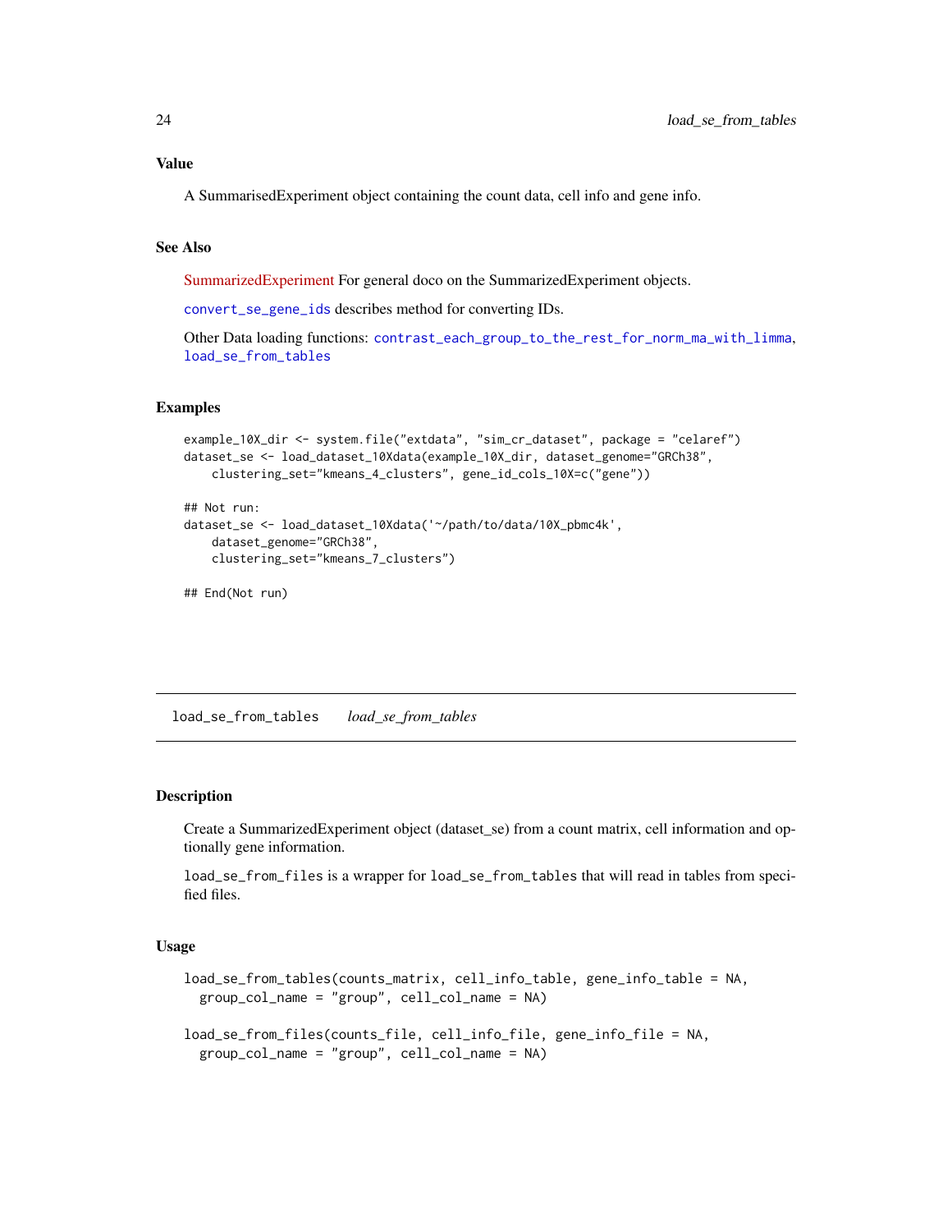### Value

A SummarisedExperiment object containing the count data, cell info and gene info.

### See Also

SummarizedExperiment For general doco on the SummarizedExperiment objects.

`convert_se_gene_ids` describes method for converting IDs.

Other Data loading functions: `contrast_each_group_to_the_rest_for_norm_ma_with_limma`, `load_se_from_tables`

### Examples

```
example_10X_dir <- system.file("extdata", "sim_cr_dataset", package = "celaref")
dataset_se <- load_dataset_10Xdata(example_10X_dir, dataset_genome="GRCh38",
    clustering_set="kmeans_4_clusters", gene_id_cols_10X=c("gene"))

## Not run:
dataset_se <- load_dataset_10Xdata('~/path/to/data/10X_pbmc4k',
    dataset_genome="GRCh38",
    clustering_set="kmeans_7_clusters")

## End(Not run)
```

---

## load_se_from_tables    *load_se_from_tables*

---

### Description

Create a SummarizedExperiment object (dataset_se) from a count matrix, cell information and optionally gene information.

`load_se_from_files` is a wrapper for `load_se_from_tables` that will read in tables from specified files.

### Usage

```
load_se_from_tables(counts_matrix, cell_info_table, gene_info_table = NA,
  group_col_name = "group", cell_col_name = NA)

load_se_from_files(counts_file, cell_info_file, gene_info_file = NA,
  group_col_name = "group", cell_col_name = NA)
```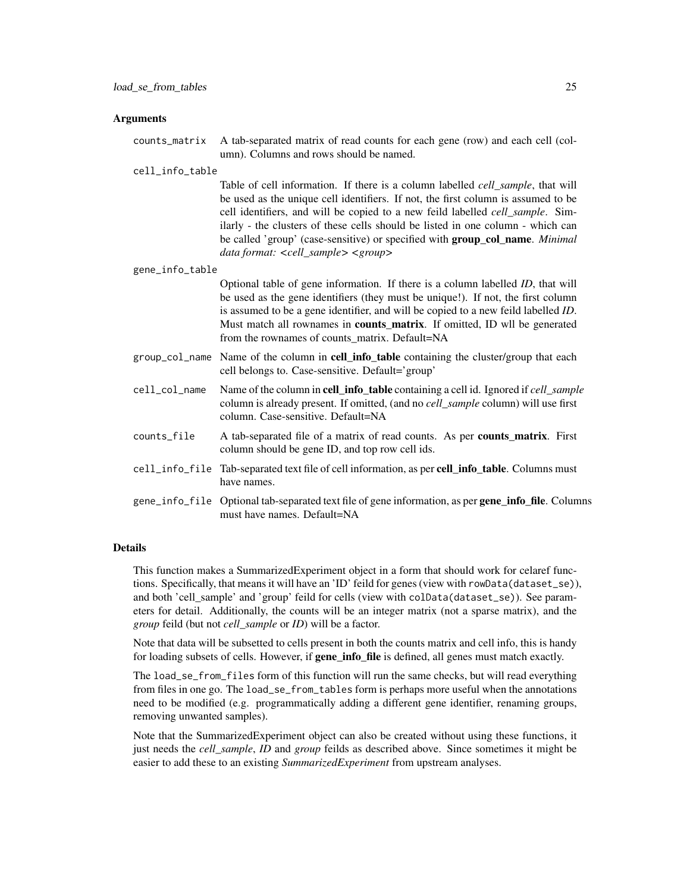## Arguments

`counts_matrix` A tab-separated matrix of read counts for each gene (row) and each cell (column). Columns and rows should be named.

`cell_info_table` Table of cell information. If there is a column labelled *cell_sample*, that will be used as the unique cell identifiers. If not, the first column is assumed to be cell identifiers, and will be copied to a new feild labelled *cell_sample*. Similarly - the clusters of these cells should be listed in one column - which can be called 'group' (case-sensitive) or specified with **group_col_name**. *Minimal data format: <cell_sample> <group>*

`gene_info_table` Optional table of gene information. If there is a column labelled *ID*, that will be used as the gene identifiers (they must be unique!). If not, the first column is assumed to be a gene identifier, and will be copied to a new feild labelled *ID*. Must match all rownames in **counts_matrix**. If omitted, ID wll be generated from the rownames of counts_matrix. Default=NA

`group_col_name` Name of the column in **cell_info_table** containing the cluster/group that each cell belongs to. Case-sensitive. Default='group'

`cell_col_name` Name of the column in **cell_info_table** containing a cell id. Ignored if *cell_sample* column is already present. If omitted, (and no *cell_sample* column) will use first column. Case-sensitive. Default=NA

`counts_file` A tab-separated file of a matrix of read counts. As per **counts_matrix**. First column should be gene ID, and top row cell ids.

`cell_info_file` Tab-separated text file of cell information, as per **cell_info_table**. Columns must have names.

`gene_info_file` Optional tab-separated text file of gene information, as per **gene_info_file**. Columns must have names. Default=NA

## Details

This function makes a SummarizedExperiment object in a form that should work for celaref functions. Specifically, that means it will have an 'ID' feild for genes (view with `rowData(dataset_se)`), and both 'cell_sample' and 'group' feild for cells (view with `colData(dataset_se)`). See parameters for detail. Additionally, the counts will be an integer matrix (not a sparse matrix), and the *group* feild (but not *cell_sample* or *ID*) will be a factor.

Note that data will be subsetted to cells present in both the counts matrix and cell info, this is handy for loading subsets of cells. However, if **gene_info_file** is defined, all genes must match exactly.

The `load_se_from_files` form of this function will run the same checks, but will read everything from files in one go. The `load_se_from_tables` form is perhaps more useful when the annotations need to be modified (e.g. programmatically adding a different gene identifier, renaming groups, removing unwanted samples).

Note that the SummarizedExperiment object can also be created without using these functions, it just needs the *cell_sample*, *ID* and *group* feilds as described above. Since sometimes it might be easier to add these to an existing *SummarizedExperiment* from upstream analyses.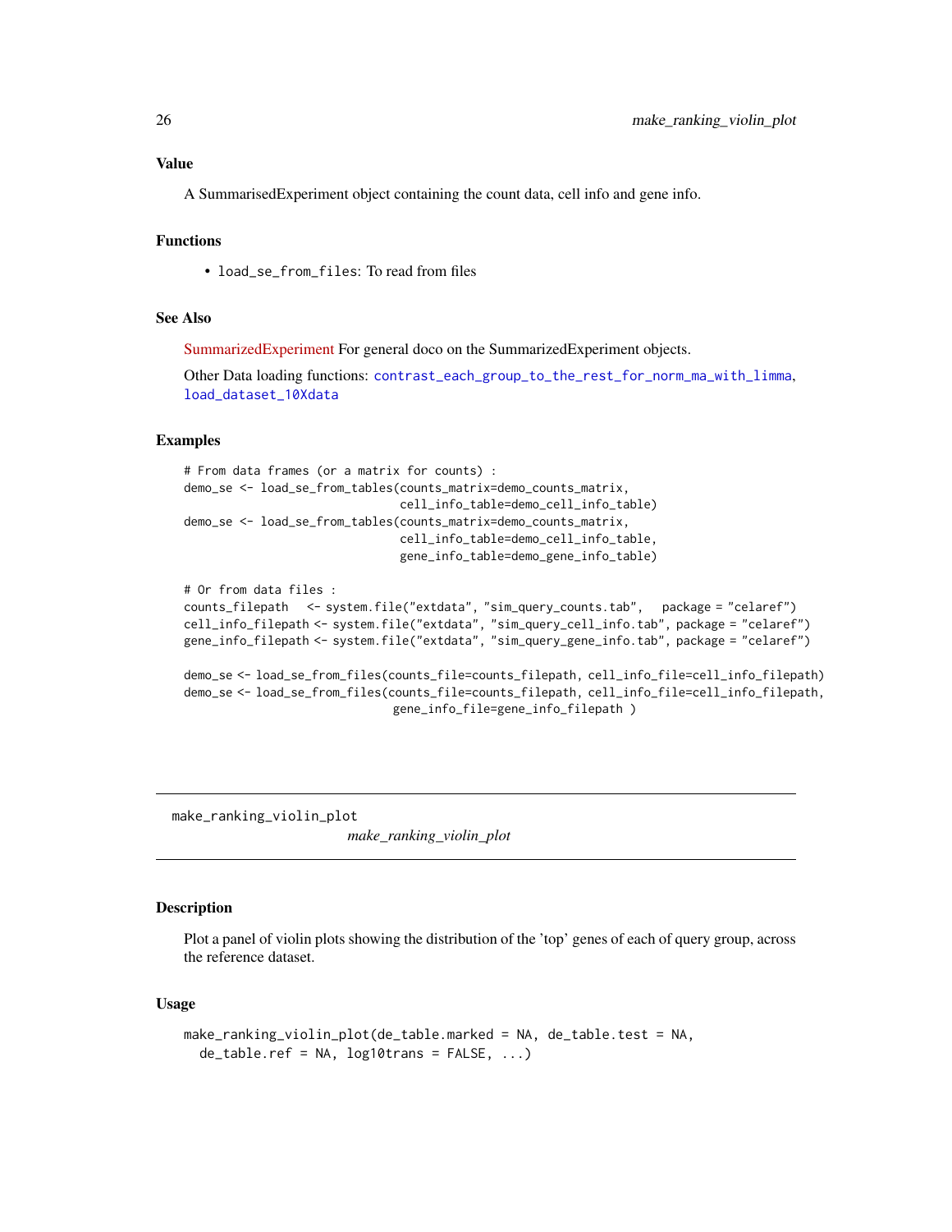### Value

A SummarisedExperiment object containing the count data, cell info and gene info.

### Functions

- `load_se_from_files`: To read from files

### See Also

SummarizedExperiment For general doco on the SummarizedExperiment objects.

Other Data loading functions: `contrast_each_group_to_the_rest_for_norm_ma_with_limma`, `load_dataset_10Xdata`

### Examples

```
# From data frames (or a matrix for counts) :
demo_se <- load_se_from_tables(counts_matrix=demo_counts_matrix,
                               cell_info_table=demo_cell_info_table)
demo_se <- load_se_from_tables(counts_matrix=demo_counts_matrix,
                               cell_info_table=demo_cell_info_table,
                               gene_info_table=demo_gene_info_table)

# Or from data files :
counts_filepath   <- system.file("extdata", "sim_query_counts.tab",   package = "celaref")
cell_info_filepath <- system.file("extdata", "sim_query_cell_info.tab", package = "celaref")
gene_info_filepath <- system.file("extdata", "sim_query_gene_info.tab", package = "celaref")

demo_se <- load_se_from_files(counts_file=counts_filepath, cell_info_file=cell_info_filepath)
demo_se <- load_se_from_files(counts_file=counts_filepath, cell_info_file=cell_info_filepath,
                              gene_info_file=gene_info_filepath )
```

---

## make_ranking_violin_plot

*make_ranking_violin_plot*

### Description

Plot a panel of violin plots showing the distribution of the 'top' genes of each of query group, across the reference dataset.

### Usage

```
make_ranking_violin_plot(de_table.marked = NA, de_table.test = NA,
  de_table.ref = NA, log10trans = FALSE, ...)
```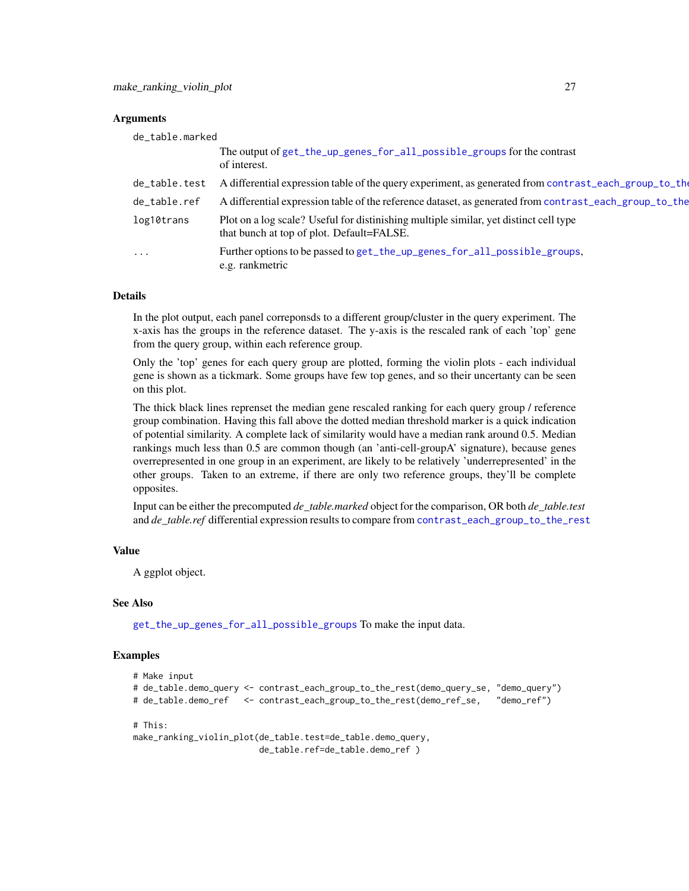### Arguments

- **de_table.marked** — The output of `get_the_up_genes_for_all_possible_groups` for the contrast of interest.
- **de_table.test** — A differential expression table of the query experiment, as generated from `contrast_each_group_to_the_rest`
- **de_table.ref** — A differential expression table of the reference dataset, as generated from `contrast_each_group_to_the_rest`
- **log10trans** — Plot on a log scale? Useful for distinishing multiple similar, yet distinct cell type that bunch at top of plot. Default=FALSE.
- **...** — Further options to be passed to `get_the_up_genes_for_all_possible_groups`, e.g. rankmetric

### Details

In the plot output, each panel correponsds to a different group/cluster in the query experiment. The x-axis has the groups in the reference dataset. The y-axis is the rescaled rank of each 'top' gene from the query group, within each reference group.

Only the 'top' genes for each query group are plotted, forming the violin plots - each individual gene is shown as a tickmark. Some groups have few top genes, and so their uncertanty can be seen on this plot.

The thick black lines reprenset the median gene rescaled ranking for each query group / reference group combination. Having this fall above the dotted median threshold marker is a quick indication of potential similarity. A complete lack of similarity would have a median rank around 0.5. Median rankings much less than 0.5 are common though (an 'anti-cell-groupA' signature), because genes overrepresented in one group in an experiment, are likely to be relatively 'underrepresented' in the other groups. Taken to an extreme, if there are only two reference groups, they'll be complete opposites.

Input can be either the precomputed *de_table.marked* object for the comparison, OR both *de_table.test* and *de_table.ref* differential expression results to compare from `contrast_each_group_to_the_rest`

### Value

A ggplot object.

### See Also

`get_the_up_genes_for_all_possible_groups` To make the input data.

### Examples

```
# Make input
# de_table.demo_query <- contrast_each_group_to_the_rest(demo_query_se, "demo_query")
# de_table.demo_ref   <- contrast_each_group_to_the_rest(demo_ref_se,   "demo_ref")

# This:
make_ranking_violin_plot(de_table.test=de_table.demo_query,
                         de_table.ref=de_table.demo_ref )
```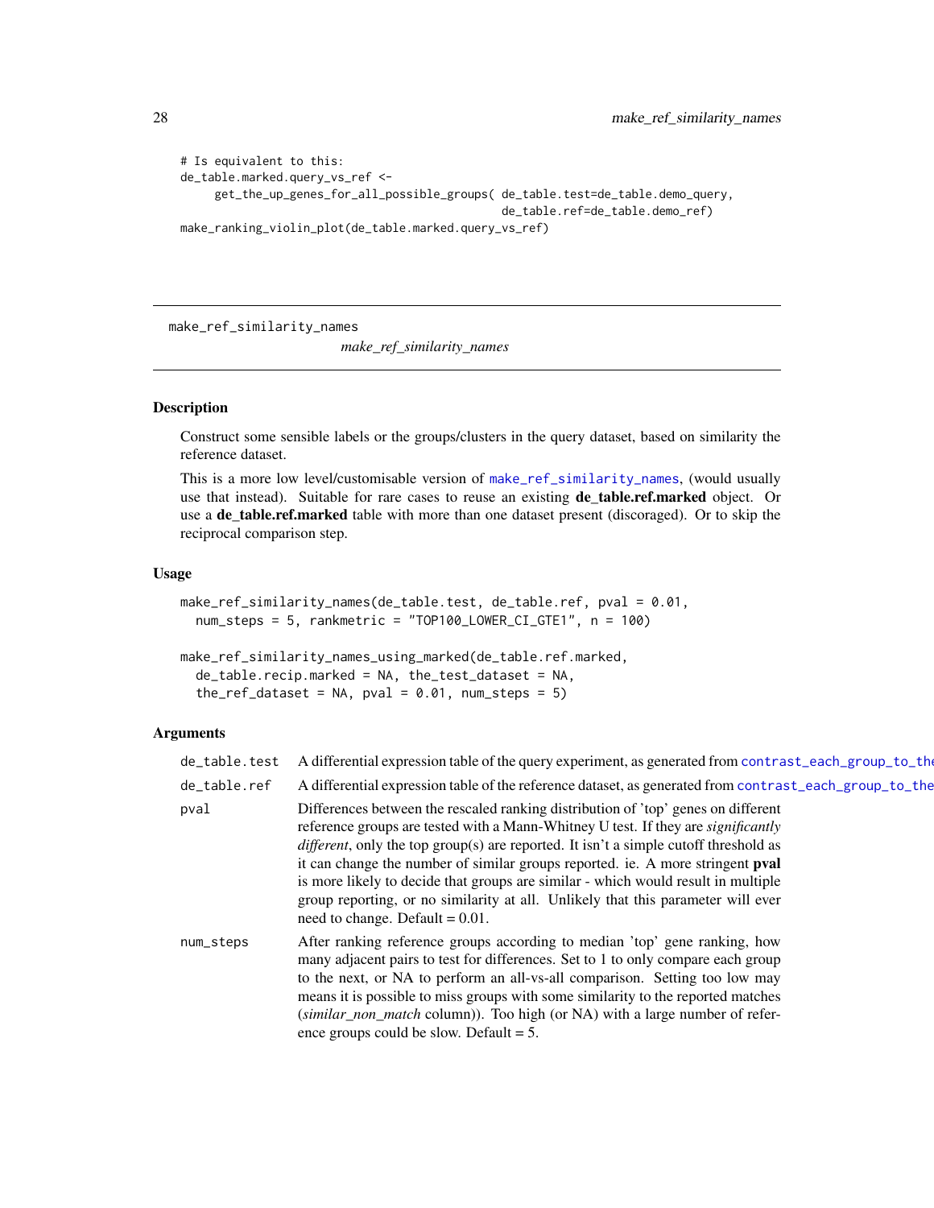```
# Is equivalent to this:
de_table.marked.query_vs_ref <-
     get_the_up_genes_for_all_possible_groups( de_table.test=de_table.demo_query,
                                               de_table.ref=de_table.demo_ref)
make_ranking_violin_plot(de_table.marked.query_vs_ref)
```

---

make_ref_similarity_names &nbsp;&nbsp;&nbsp;&nbsp;&nbsp;&nbsp; *make_ref_similarity_names*

---

## Description

Construct some sensible labels or the groups/clusters in the query dataset, based on similarity the reference dataset.

This is a more low level/customisable version of `make_ref_similarity_names`, (would usually use that instead). Suitable for rare cases to reuse an existing **de_table.ref.marked** object. Or use a **de_table.ref.marked** table with more than one dataset present (discoraged). Or to skip the reciprocal comparison step.

## Usage

```
make_ref_similarity_names(de_table.test, de_table.ref, pval = 0.01,
  num_steps = 5, rankmetric = "TOP100_LOWER_CI_GTE1", n = 100)

make_ref_similarity_names_using_marked(de_table.ref.marked,
  de_table.recip.marked = NA, the_test_dataset = NA,
  the_ref_dataset = NA, pval = 0.01, num_steps = 5)
```

## Arguments

| | |
|---|---|
| `de_table.test` | A differential expression table of the query experiment, as generated from `contrast_each_group_to_the` |
| `de_table.ref` | A differential expression table of the reference dataset, as generated from `contrast_each_group_to_the` |
| `pval` | Differences between the rescaled ranking distribution of 'top' genes on different reference groups are tested with a Mann-Whitney U test. If they are *significantly different*, only the top group(s) are reported. It isn't a simple cutoff threshold as it can change the number of similar groups reported. ie. A more stringent **pval** is more likely to decide that groups are similar - which would result in multiple group reporting, or no similarity at all. Unlikely that this parameter will ever need to change. Default = 0.01. |
| `num_steps` | After ranking reference groups according to median 'top' gene ranking, how many adjacent pairs to test for differences. Set to 1 to only compare each group to the next, or NA to perform an all-vs-all comparison. Setting too low may means it is possible to miss groups with some similarity to the reported matches (*similar_non_match* column)). Too high (or NA) with a large number of reference groups could be slow. Default = 5. |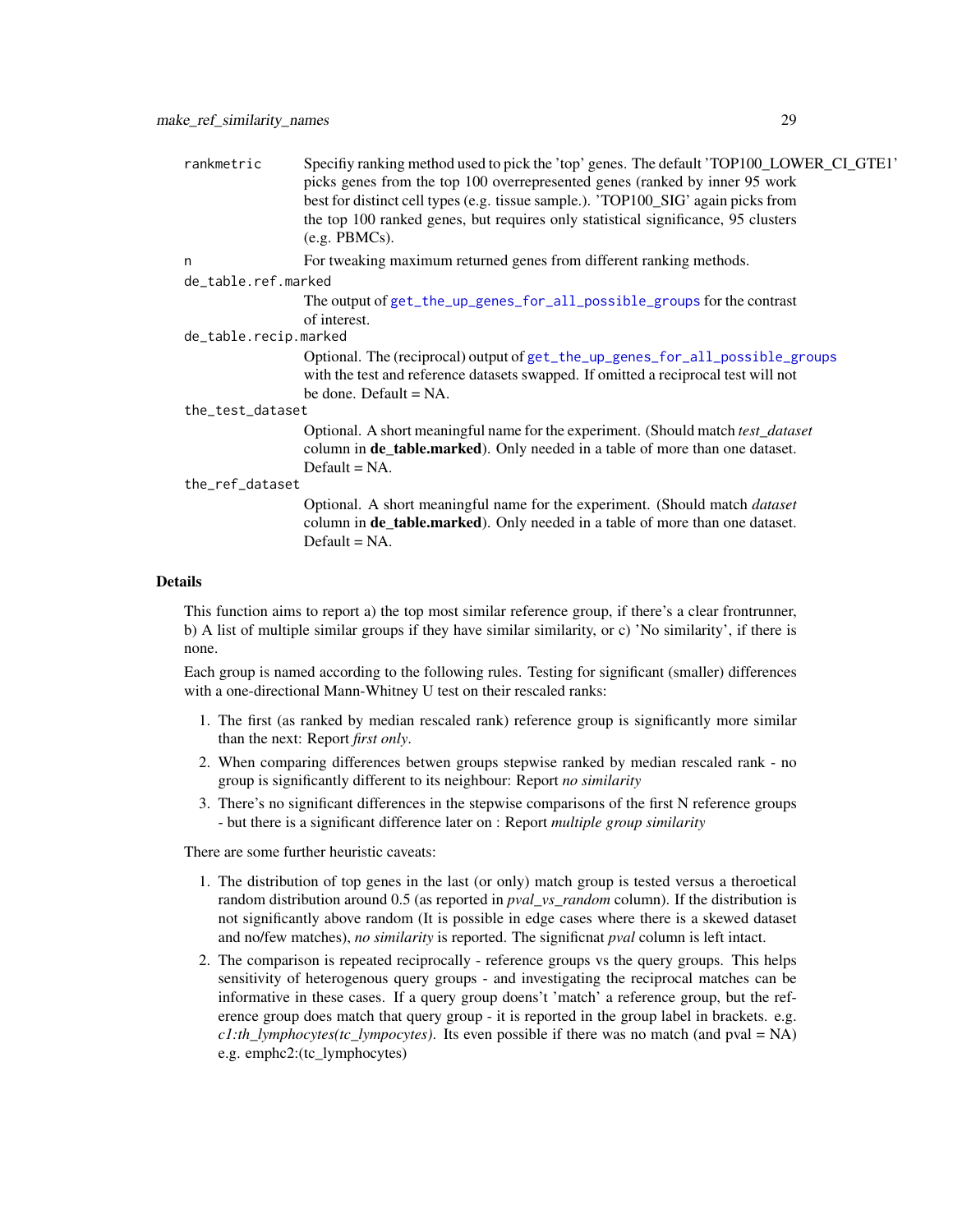| | |
|---|---|
| rankmetric | Specifiy ranking method used to pick the 'top' genes. The default 'TOP100_LOWER_CI_GTE1' picks genes from the top 100 overrepresented genes (ranked by inner 95 work best for distinct cell types (e.g. tissue sample.). 'TOP100_SIG' again picks from the top 100 ranked genes, but requires only statistical significance, 95 clusters (e.g. PBMCs). |
| n | For tweaking maximum returned genes from different ranking methods. |
| de_table.ref.marked | The output of get_the_up_genes_for_all_possible_groups for the contrast of interest. |
| de_table.recip.marked | Optional. The (reciprocal) output of get_the_up_genes_for_all_possible_groups with the test and reference datasets swapped. If omitted a reciprocal test will not be done. Default = NA. |
| the_test_dataset | Optional. A short meaningful name for the experiment. (Should match *test_dataset* column in **de_table.marked**). Only needed in a table of more than one dataset. Default = NA. |
| the_ref_dataset | Optional. A short meaningful name for the experiment. (Should match *dataset* column in **de_table.marked**). Only needed in a table of more than one dataset. Default = NA. |

## Details

This function aims to report a) the top most similar reference group, if there's a clear frontrunner, b) A list of multiple similar groups if they have similar similarity, or c) 'No similarity', if there is none.

Each group is named according to the following rules. Testing for significant (smaller) differences with a one-directional Mann-Whitney U test on their rescaled ranks:

1. The first (as ranked by median rescaled rank) reference group is significantly more similar than the next: Report *first only*.
2. When comparing differences betwen groups stepwise ranked by median rescaled rank - no group is significantly different to its neighbour: Report *no similarity*
3. There's no significant differences in the stepwise comparisons of the first N reference groups - but there is a significant difference later on : Report *multiple group similarity*

There are some further heuristic caveats:

1. The distribution of top genes in the last (or only) match group is tested versus a theroetical random distribution around 0.5 (as reported in *pval_vs_random* column). If the distribution is not significantly above random (It is possible in edge cases where there is a skewed dataset and no/few matches), *no similarity* is reported. The significnat *pval* column is left intact.
2. The comparison is repeated reciprocally - reference groups vs the query groups. This helps sensitivity of heterogenous query groups - and investigating the reciprocal matches can be informative in these cases. If a query group doens't 'match' a reference group, but the reference group does match that query group - it is reported in the group label in brackets. e.g. *c1:th_lymphocytes(tc_lympocytes)*. Its even possible if there was no match (and pval = NA) e.g. emphc2:(tc_lymphocytes)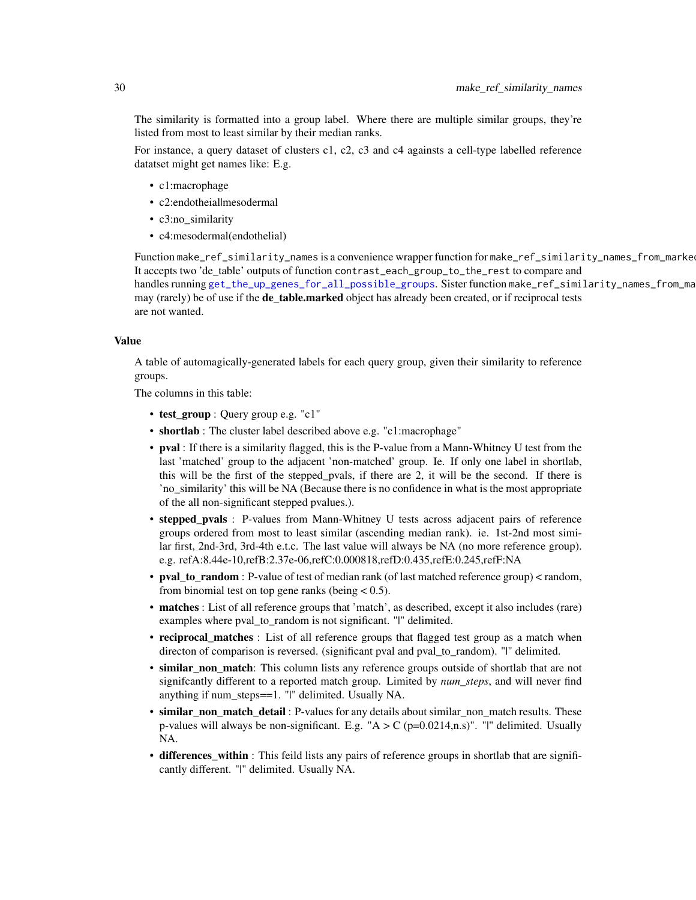The similarity is formatted into a group label. Where there are multiple similar groups, they're listed from most to least similar by their median ranks.

For instance, a query dataset of clusters c1, c2, c3 and c4 againsts a cell-type labelled reference datatset might get names like: E.g.

- c1:macrophage
- c2:endotheial|mesodermal
- c3:no_similarity
- c4:mesodermal(endothelial)

Function `make_ref_similarity_names` is a convenience wrapper function for `make_ref_similarity_names_from_marked`. It accepts two 'de_table' outputs of function `contrast_each_group_to_the_rest` to compare and handles running `get_the_up_genes_for_all_possible_groups`. Sister function `make_ref_similarity_names_from_marked` may (rarely) be of use if the **de_table.marked** object has already been created, or if reciprocal tests are not wanted.

### Value

A table of automagically-generated labels for each query group, given their similarity to reference groups.

The columns in this table:

- **test_group** : Query group e.g. "c1"
- **shortlab** : The cluster label described above e.g. "c1:macrophage"
- **pval** : If there is a similarity flagged, this is the P-value from a Mann-Whitney U test from the last 'matched' group to the adjacent 'non-matched' group. Ie. If only one label in shortlab, this will be the first of the stepped_pvals, if there are 2, it will be the second. If there is 'no_similarity' this will be NA (Because there is no confidence in what is the most appropriate of the all non-significant stepped pvalues.).
- **stepped_pvals** : P-values from Mann-Whitney U tests across adjacent pairs of reference groups ordered from most to least similar (ascending median rank). ie. 1st-2nd most similar first, 2nd-3rd, 3rd-4th e.t.c. The last value will always be NA (no more reference group). e.g. refA:8.44e-10,refB:2.37e-06,refC:0.000818,refD:0.435,refE:0.245,refF:NA
- **pval_to_random** : P-value of test of median rank (of last matched reference group) < random, from binomial test on top gene ranks (being < 0.5).
- **matches** : List of all reference groups that 'match', as described, except it also includes (rare) examples where pval_to_random is not significant. "|" delimited.
- **reciprocal_matches** : List of all reference groups that flagged test group as a match when directon of comparison is reversed. (significant pval and pval_to_random). "|" delimited.
- **similar_non_match**: This column lists any reference groups outside of shortlab that are not signifcantly different to a reported match group. Limited by *num_steps*, and will never find anything if num_steps==1. "|" delimited. Usually NA.
- **similar_non_match_detail** : P-values for any details about similar_non_match results. These p-values will always be non-significant. E.g. "A > C (p=0.0214,n.s)". "|" delimited. Usually NA.
- **differences_within** : This feild lists any pairs of reference groups in shortlab that are significantly different. "|" delimited. Usually NA.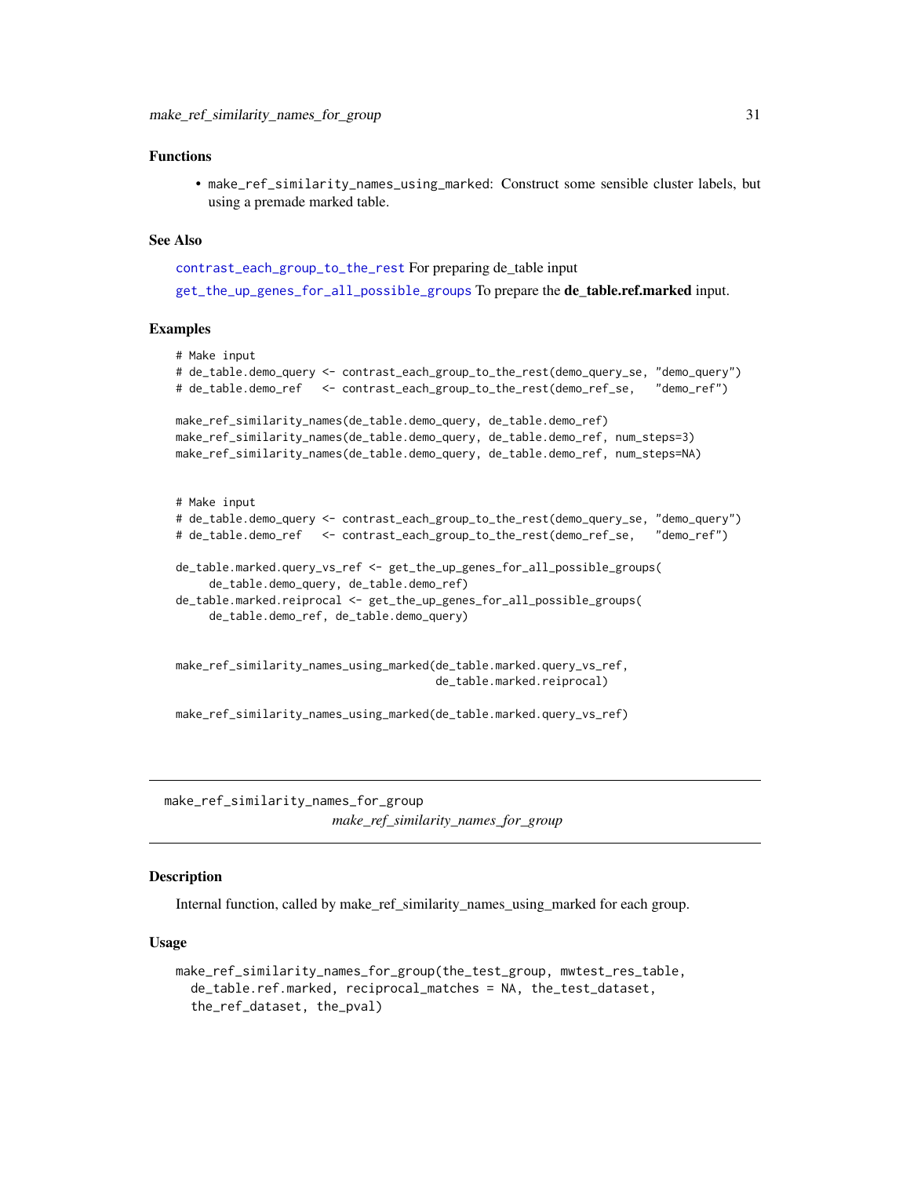### Functions

- make_ref_similarity_names_using_marked: Construct some sensible cluster labels, but using a premade marked table.

### See Also

contrast_each_group_to_the_rest For preparing de_table input

get_the_up_genes_for_all_possible_groups To prepare the **de_table.ref.marked** input.

### Examples

```
# Make input
# de_table.demo_query <- contrast_each_group_to_the_rest(demo_query_se, "demo_query")
# de_table.demo_ref   <- contrast_each_group_to_the_rest(demo_ref_se,   "demo_ref")

make_ref_similarity_names(de_table.demo_query, de_table.demo_ref)
make_ref_similarity_names(de_table.demo_query, de_table.demo_ref, num_steps=3)
make_ref_similarity_names(de_table.demo_query, de_table.demo_ref, num_steps=NA)


# Make input
# de_table.demo_query <- contrast_each_group_to_the_rest(demo_query_se, "demo_query")
# de_table.demo_ref   <- contrast_each_group_to_the_rest(demo_ref_se,   "demo_ref")

de_table.marked.query_vs_ref <- get_the_up_genes_for_all_possible_groups(
     de_table.demo_query, de_table.demo_ref)
de_table.marked.reiprocal <- get_the_up_genes_for_all_possible_groups(
     de_table.demo_ref, de_table.demo_query)


make_ref_similarity_names_using_marked(de_table.marked.query_vs_ref,
                                       de_table.marked.reiprocal)

make_ref_similarity_names_using_marked(de_table.marked.query_vs_ref)
```

---

## make_ref_similarity_names_for_group

*make_ref_similarity_names_for_group*

### Description

Internal function, called by make_ref_similarity_names_using_marked for each group.

### Usage

```
make_ref_similarity_names_for_group(the_test_group, mwtest_res_table,
  de_table.ref.marked, reciprocal_matches = NA, the_test_dataset,
  the_ref_dataset, the_pval)
```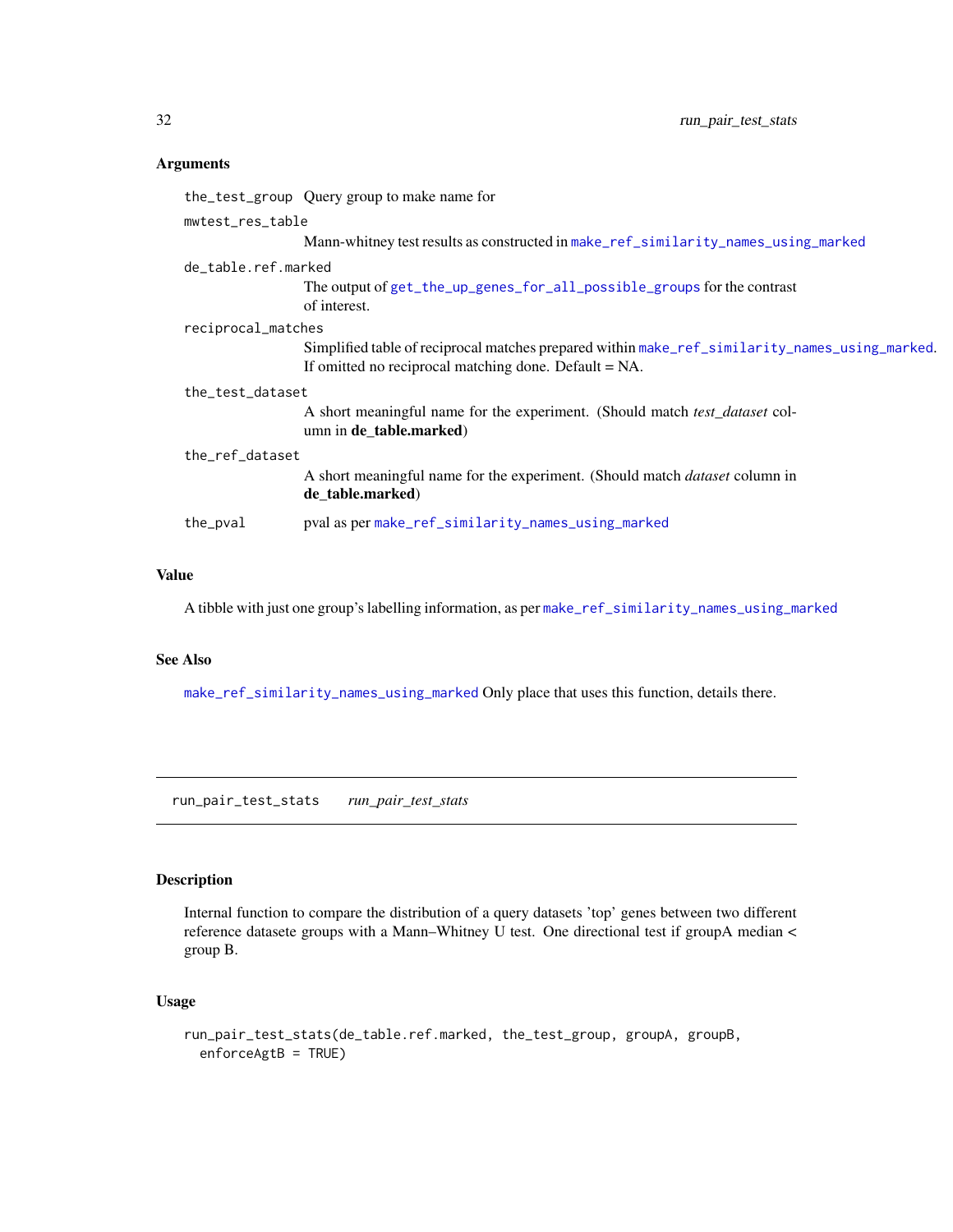### Arguments

- `the_test_group` Query group to make name for
- `mwtest_res_table`
  Mann-whitney test results as constructed in `make_ref_similarity_names_using_marked`
- `de_table.ref.marked`
  The output of `get_the_up_genes_for_all_possible_groups` for the contrast of interest.
- `reciprocal_matches`
  Simplified table of reciprocal matches prepared within `make_ref_similarity_names_using_marked`. If omitted no reciprocal matching done. Default = NA.
- `the_test_dataset`
  A short meaningful name for the experiment. (Should match *test_dataset* column in **de_table.marked**)
- `the_ref_dataset`
  A short meaningful name for the experiment. (Should match *dataset* column in **de_table.marked**)
- `the_pval` pval as per `make_ref_similarity_names_using_marked`

### Value

A tibble with just one group's labelling information, as per `make_ref_similarity_names_using_marked`

### See Also

`make_ref_similarity_names_using_marked` Only place that uses this function, details there.

---

## run_pair_test_stats *run_pair_test_stats*

---

### Description

Internal function to compare the distribution of a query datasets 'top' genes between two different reference datasete groups with a Mann–Whitney U test. One directional test if groupA median < group B.

### Usage

```
run_pair_test_stats(de_table.ref.marked, the_test_group, groupA, groupB,
  enforceAgtB = TRUE)
```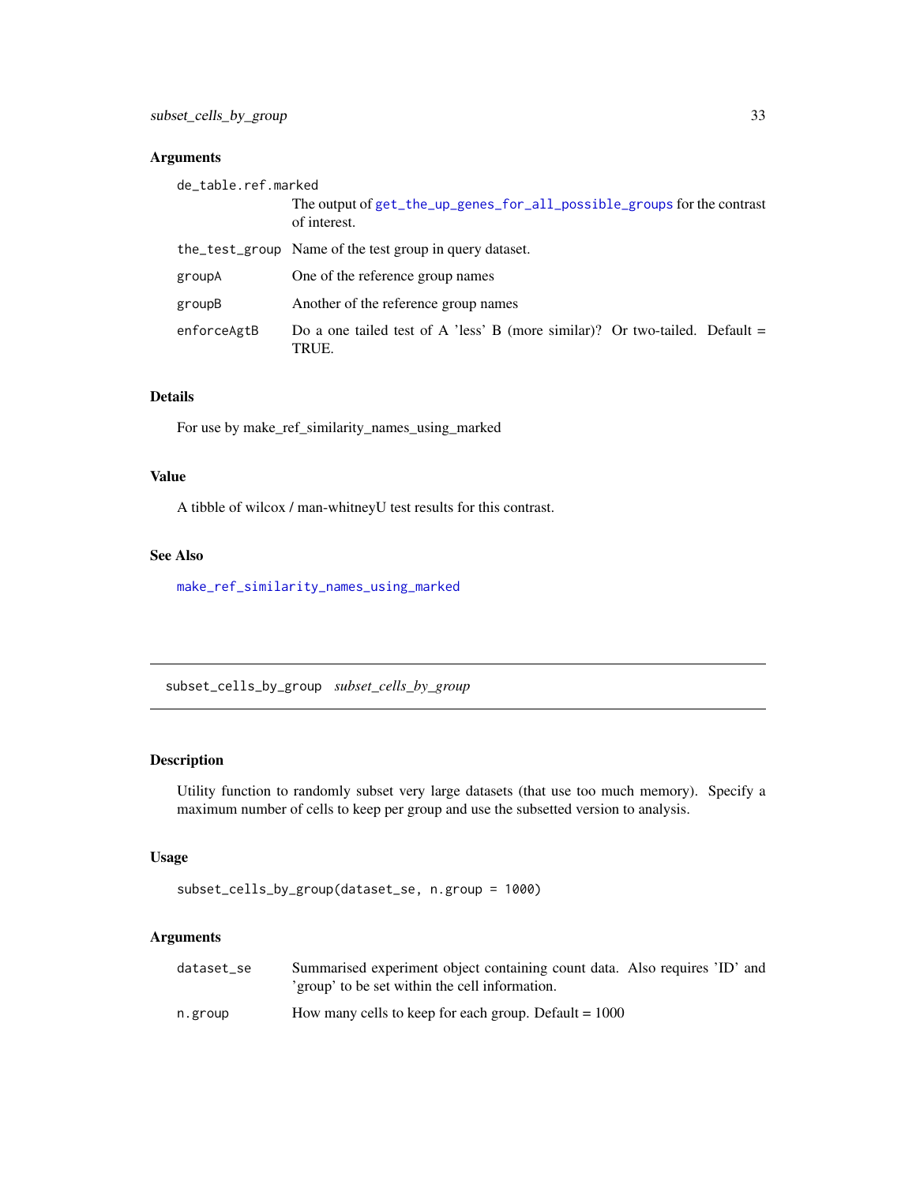### Arguments

| | |
|---|---|
| `de_table.ref.marked` | The output of `get_the_up_genes_for_all_possible_groups` for the contrast of interest. |
| `the_test_group` | Name of the test group in query dataset. |
| `groupA` | One of the reference group names |
| `groupB` | Another of the reference group names |
| `enforceAgtB` | Do a one tailed test of A 'less' B (more similar)? Or two-tailed. Default = TRUE. |

### Details

For use by make_ref_similarity_names_using_marked

### Value

A tibble of wilcox / man-whitneyU test results for this contrast.

### See Also

`make_ref_similarity_names_using_marked`

---

## subset_cells_by_group *subset_cells_by_group*

---

### Description

Utility function to randomly subset very large datasets (that use too much memory). Specify a maximum number of cells to keep per group and use the subsetted version to analysis.

### Usage

```
subset_cells_by_group(dataset_se, n.group = 1000)
```

### Arguments

| | |
|---|---|
| `dataset_se` | Summarised experiment object containing count data. Also requires 'ID' and 'group' to be set within the cell information. |
| `n.group` | How many cells to keep for each group. Default = 1000 |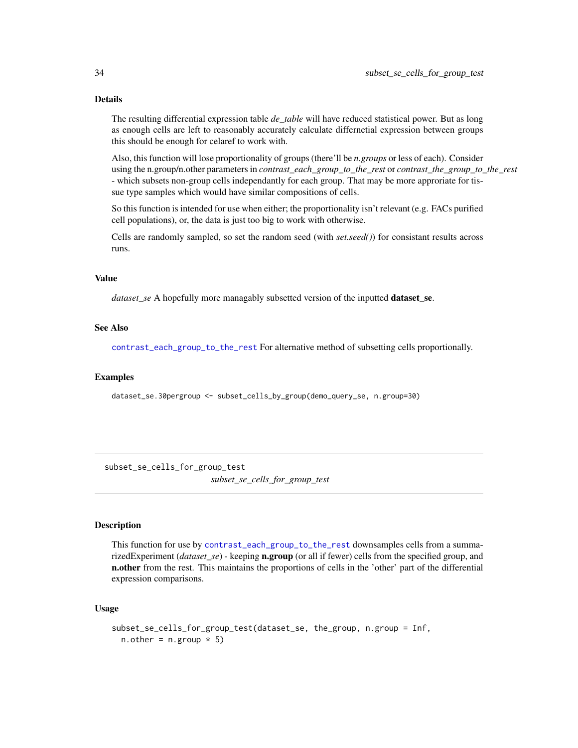### Details

The resulting differential expression table *de_table* will have reduced statistical power. But as long as enough cells are left to reasonably accurately calculate differnetial expression between groups this should be enough for celaref to work with.

Also, this function will lose proportionality of groups (there'll be *n.groups* or less of each). Consider using the n.group/n.other parameters in *contrast_each_group_to_the_rest* or *contrast_the_group_to_the_rest* - which subsets non-group cells independantly for each group. That may be more approriate for tissue type samples which would have similar compositions of cells.

So this function is intended for use when either; the proportionality isn't relevant (e.g. FACs purified cell populations), or, the data is just too big to work with otherwise.

Cells are randomly sampled, so set the random seed (with *set.seed()*) for consistant results across runs.

### Value

*dataset_se* A hopefully more managably subsetted version of the inputted **dataset_se**.

### See Also

`contrast_each_group_to_the_rest` For alternative method of subsetting cells proportionally.

### Examples

```
dataset_se.30pergroup <- subset_cells_by_group(demo_query_se, n.group=30)
```

---

## subset_se_cells_for_group_test

*subset_se_cells_for_group_test*

### Description

This function for use by `contrast_each_group_to_the_rest` downsamples cells from a summarizedExperiment (*dataset_se*) - keeping **n.group** (or all if fewer) cells from the specified group, and **n.other** from the rest. This maintains the proportions of cells in the 'other' part of the differential expression comparisons.

### Usage

```
subset_se_cells_for_group_test(dataset_se, the_group, n.group = Inf,
  n.other = n.group * 5)
```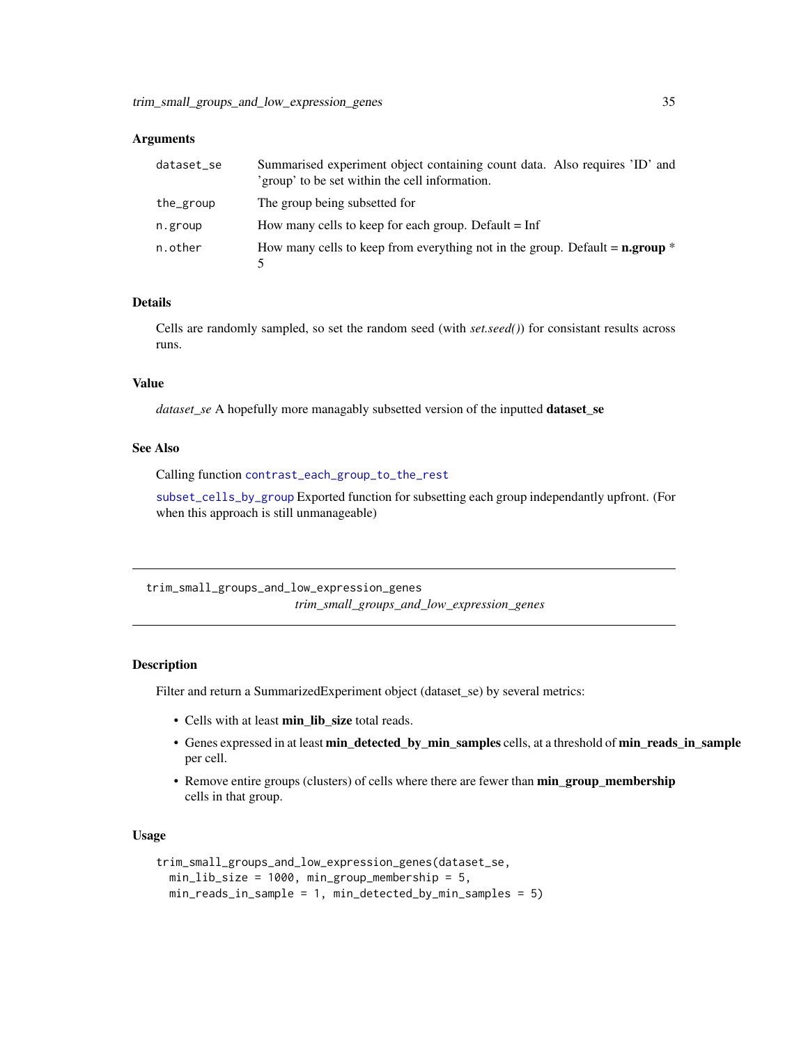### Arguments

| | |
|---|---|
| `dataset_se` | Summarised experiment object containing count data. Also requires 'ID' and 'group' to be set within the cell information. |
| `the_group` | The group being subsetted for |
| `n.group` | How many cells to keep for each group. Default = Inf |
| `n.other` | How many cells to keep from everything not in the group. Default = **n.group** * 5 |

### Details

Cells are randomly sampled, so set the random seed (with *set.seed()*) for consistant results across runs.

### Value

*dataset_se* A hopefully more managably subsetted version of the inputted **dataset_se**

### See Also

Calling function `contrast_each_group_to_the_rest`

`subset_cells_by_group` Exported function for subsetting each group independantly upfront. (For when this approach is still unmanageable)

---

## trim_small_groups_and_low_expression_genes

*trim_small_groups_and_low_expression_genes*

---

### Description

Filter and return a SummarizedExperiment object (dataset_se) by several metrics:

- Cells with at least **min_lib_size** total reads.
- Genes expressed in at least **min_detected_by_min_samples** cells, at a threshold of **min_reads_in_sample** per cell.
- Remove entire groups (clusters) of cells where there are fewer than **min_group_membership** cells in that group.

### Usage

```
trim_small_groups_and_low_expression_genes(dataset_se,
  min_lib_size = 1000, min_group_membership = 5,
  min_reads_in_sample = 1, min_detected_by_min_samples = 5)
```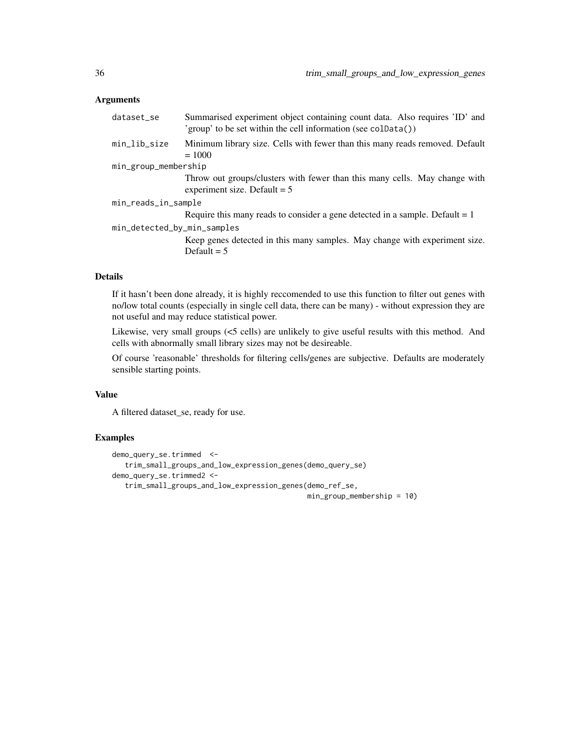### Arguments

| | |
|---|---|
| `dataset_se` | Summarised experiment object containing count data. Also requires 'ID' and 'group' to be set within the cell information (see `colData()`) |
| `min_lib_size` | Minimum library size. Cells with fewer than this many reads removed. Default = 1000 |
| `min_group_membership` | Throw out groups/clusters with fewer than this many cells. May change with experiment size. Default = 5 |
| `min_reads_in_sample` | Require this many reads to consider a gene detected in a sample. Default = 1 |
| `min_detected_by_min_samples` | Keep genes detected in this many samples. May change with experiment size. Default = 5 |

### Details

If it hasn't been done already, it is highly reccomended to use this function to filter out genes with no/low total counts (especially in single cell data, there can be many) - without expression they are not useful and may reduce statistical power.

Likewise, very small groups (<5 cells) are unlikely to give useful results with this method. And cells with abnormally small library sizes may not be desireable.

Of course 'reasonable' thresholds for filtering cells/genes are subjective. Defaults are moderately sensible starting points.

### Value

A filtered dataset_se, ready for use.

### Examples

```
demo_query_se.trimmed  <-
   trim_small_groups_and_low_expression_genes(demo_query_se)
demo_query_se.trimmed2 <-
   trim_small_groups_and_low_expression_genes(demo_ref_se,
                                              min_group_membership = 10)
```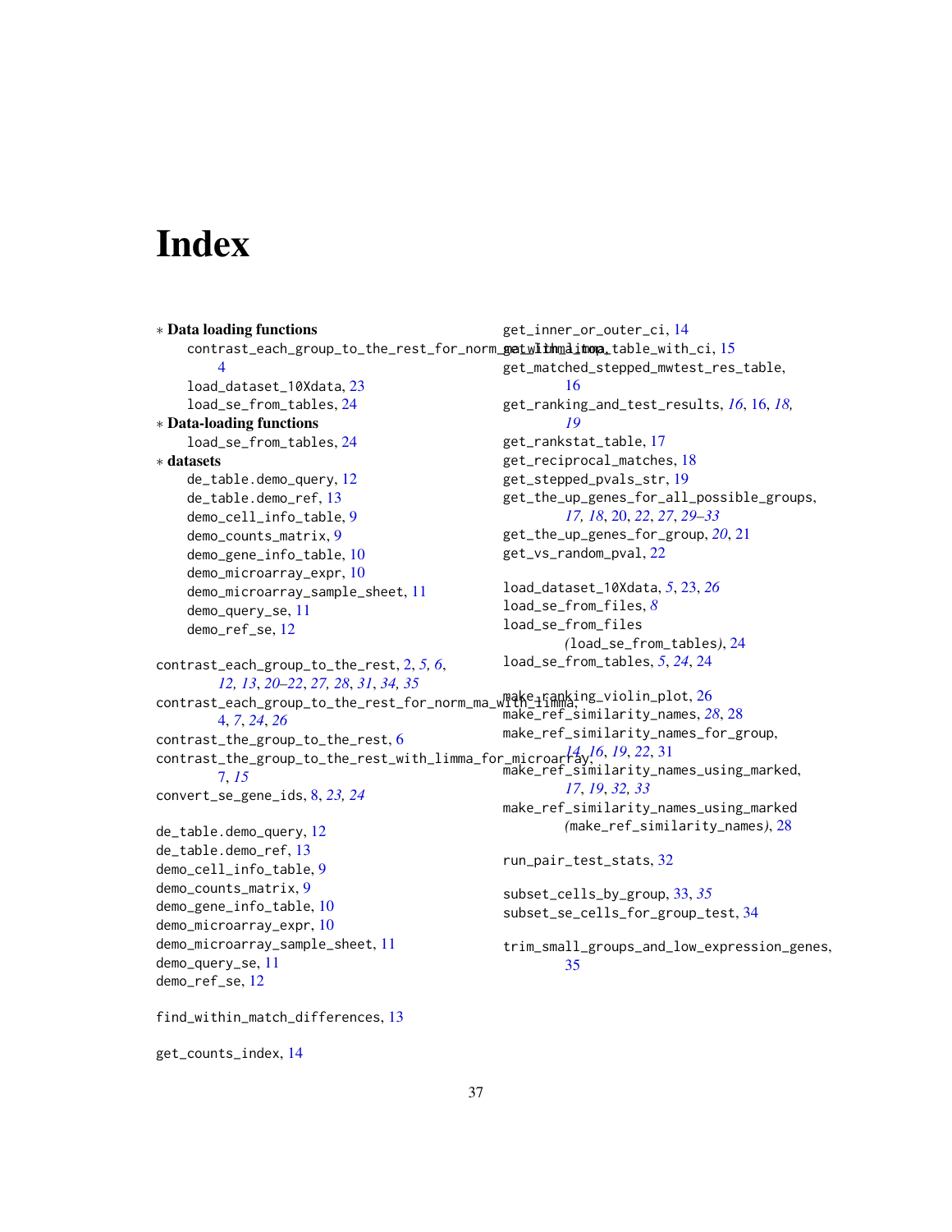# Index

* **Data loading functions**
  - contrast_each_group_to_the_rest_for_norm_ma_with_limma, 4
  - load_dataset_10Xdata, 23
  - load_se_from_tables, 24
* **Data-loading functions**
  - load_se_from_tables, 24
* **datasets**
  - de_table.demo_query, 12
  - de_table.demo_ref, 13
  - demo_cell_info_table, 9
  - demo_counts_matrix, 9
  - demo_gene_info_table, 10
  - demo_microarray_expr, 10
  - demo_microarray_sample_sheet, 11
  - demo_query_se, 11
  - demo_ref_se, 12

contrast_each_group_to_the_rest, 2, *5, 6*, *12, 13*, *20–22*, *27, 28*, *31*, *34, 35*
contrast_each_group_to_the_rest_for_norm_ma_with_limma, 4, *7*, *24*, *26*
contrast_the_group_to_the_rest, 6
contrast_the_group_to_the_rest_with_limma_for_microarray, 7, *15*
convert_se_gene_ids, 8, *23, 24*

de_table.demo_query, 12
de_table.demo_ref, 13
demo_cell_info_table, 9
demo_counts_matrix, 9
demo_gene_info_table, 10
demo_microarray_expr, 10
demo_microarray_sample_sheet, 11
demo_query_se, 11
demo_ref_se, 12

find_within_match_differences, 13

get_counts_index, 14
get_inner_or_outer_ci, 14
get_limma_top_table_with_ci, 15
get_matched_stepped_mwtest_res_table, 16
get_ranking_and_test_results, *16*, 16, *18, 19*
get_rankstat_table, 17
get_reciprocal_matches, 18
get_stepped_pvals_str, 19
get_the_up_genes_for_all_possible_groups, *17, 18*, 20, *22*, *27*, *29–33*
get_the_up_genes_for_group, *20*, 21
get_vs_random_pval, 22

load_dataset_10Xdata, *5*, 23, *26*
load_se_from_files, *8*
load_se_from_files *(load_se_from_tables)*, 24
load_se_from_tables, *5*, *24*, 24

make_ranking_violin_plot, 26
make_ref_similarity_names, *28*, 28
make_ref_similarity_names_for_group, *14*, *16*, *19*, *22*, 31
make_ref_similarity_names_using_marked, *17*, *19*, *32, 33*
make_ref_similarity_names_using_marked *(make_ref_similarity_names)*, 28

run_pair_test_stats, 32

subset_cells_by_group, 33, *35*
subset_se_cells_for_group_test, 34

trim_small_groups_and_low_expression_genes, 35